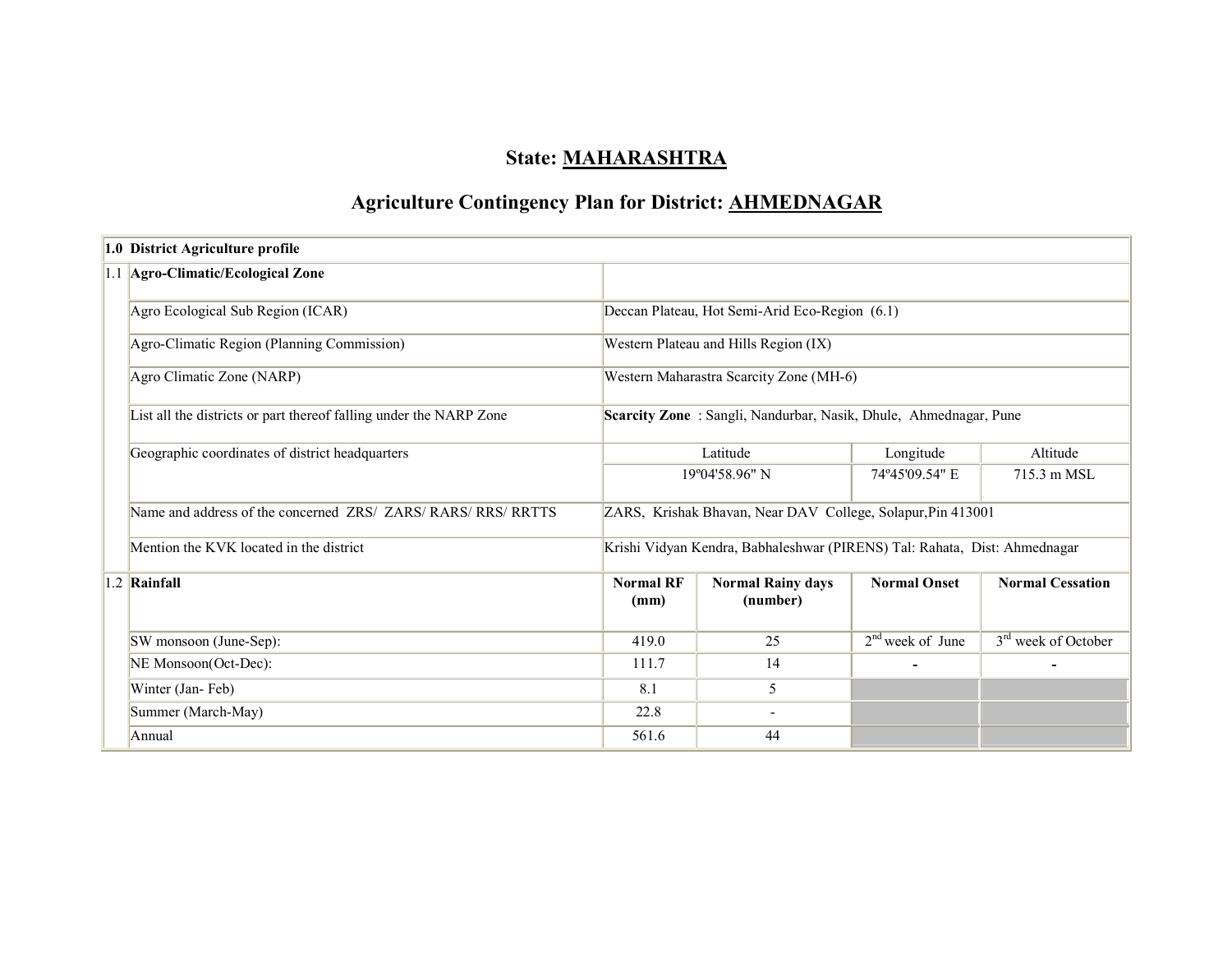# State: MAHARASHTRA

## Agriculture Contingency Plan for District: AHMEDNAGAR

| 1.0 | **District Agriculture profile** | | | | |
|---|---|---|---|---|---|
| 1.1 | **Agro-Climatic/Ecological Zone** | | | | |
| | Agro Ecological Sub Region (ICAR) | Deccan Plateau, Hot Semi-Arid Eco-Region (6.1) | | | |
| | Agro-Climatic Region (Planning Commission) | Western Plateau and Hills Region (IX) | | | |
| | Agro Climatic Zone (NARP) | Western Maharastra Scarcity Zone (MH-6) | | | |
| | List all the districts or part thereof falling under the NARP Zone | **Scarcity Zone** : Sangli, Nandurbar, Nasik, Dhule, Ahmednagar, Pune | | | |
| | Geographic coordinates of district headquarters | Latitude | | Longitude | Altitude |
| | | 19º04'58.96" N | | 74º45'09.54" E | 715.3 m MSL |
| | Name and address of the concerned ZRS/ ZARS/ RARS/ RRS/ RRTTS | ZARS, Krishak Bhavan, Near DAV College, Solapur,Pin 413001 | | | |
| | Mention the KVK located in the district | Krishi Vidyan Kendra, Babhaleshwar (PIRENS) Tal: Rahata, Dist: Ahmednagar | | | |
| 1.2 | **Rainfall** | **Normal RF (mm)** | **Normal Rainy days (number)** | **Normal Onset** | **Normal Cessation** |
| | SW monsoon (June-Sep): | 419.0 | 25 | 2nd week of June | 3rd week of October |
| | NE Monsoon(Oct-Dec): | 111.7 | 14 | - | - |
| | Winter (Jan- Feb) | 8.1 | 5 | | |
| | Summer (March-May) | 22.8 | - | | |
| | Annual | 561.6 | 44 | | |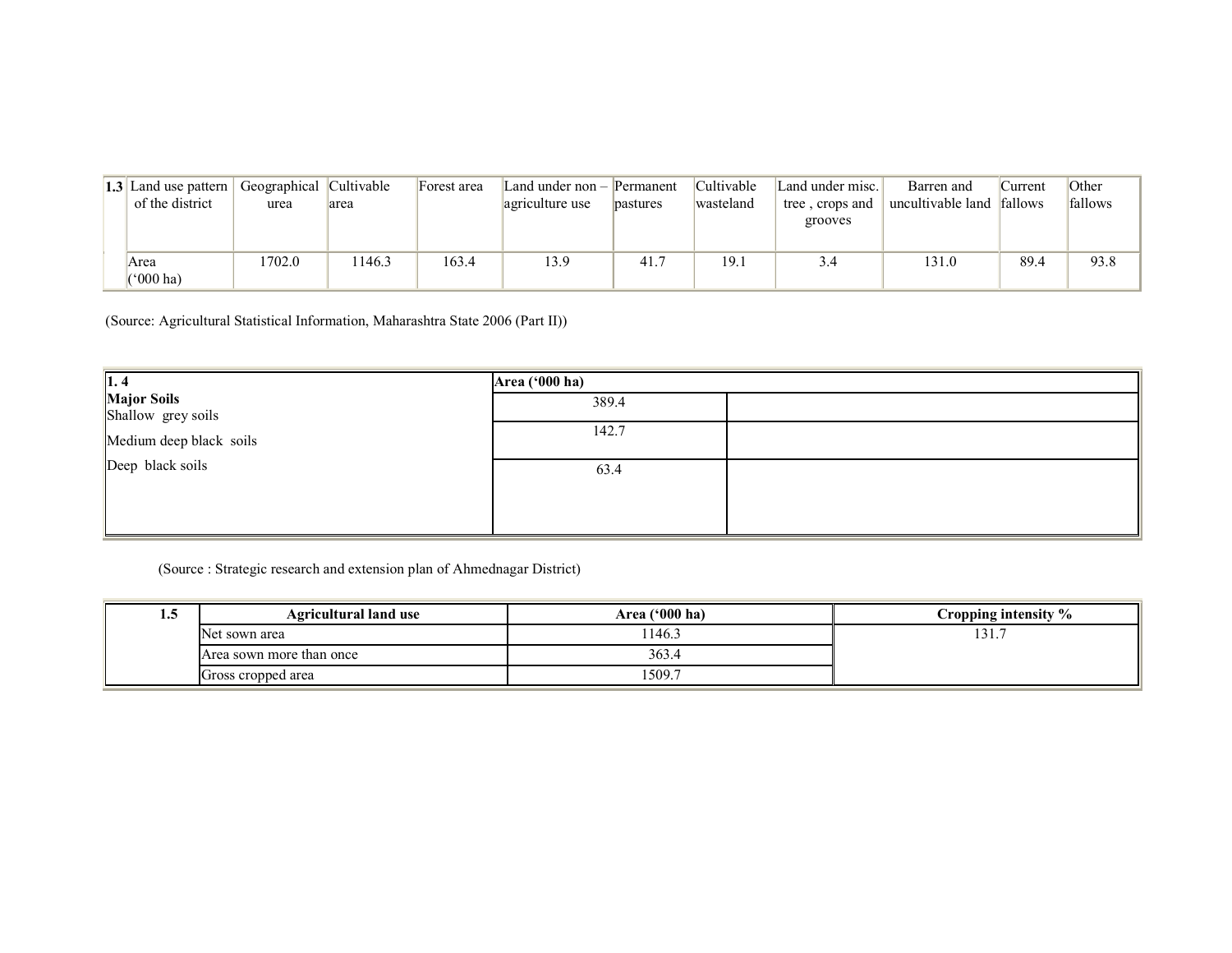| 1.3 | Land use pattern of the district | Geographical urea | Cultivable area | Forest area | Land under non – agriculture use | Permanent pastures | Cultivable wasteland | Land under misc. tree , crops and grooves | Barren and uncultivable land | Current fallows | Other fallows |
|---|---|---|---|---|---|---|---|---|---|---|---|
| | Area ('000 ha) | 1702.0 | 1146.3 | 163.4 | 13.9 | 41.7 | 19.1 | 3.4 | 131.0 | 89.4 | 93.8 |

(Source: Agricultural Statistical Information, Maharashtra State 2006 (Part II))

| **1. 4** | **Area ('000 ha)** | |
|---|---|---|
| **Major Soils** | | |
| Shallow grey soils | 389.4 | |
| Medium deep black soils | 142.7 | |
| Deep black soils | 63.4 | |

(Source : Strategic research and extension plan of Ahmednagar District)

| **1.5** | **Agricultural land use** | **Area ('000 ha)** | **Cropping intensity %** |
|---|---|---|---|
| | Net sown area | 1146.3 | 131.7 |
| | Area sown more than once | 363.4 | |
| | Gross cropped area | 1509.7 | |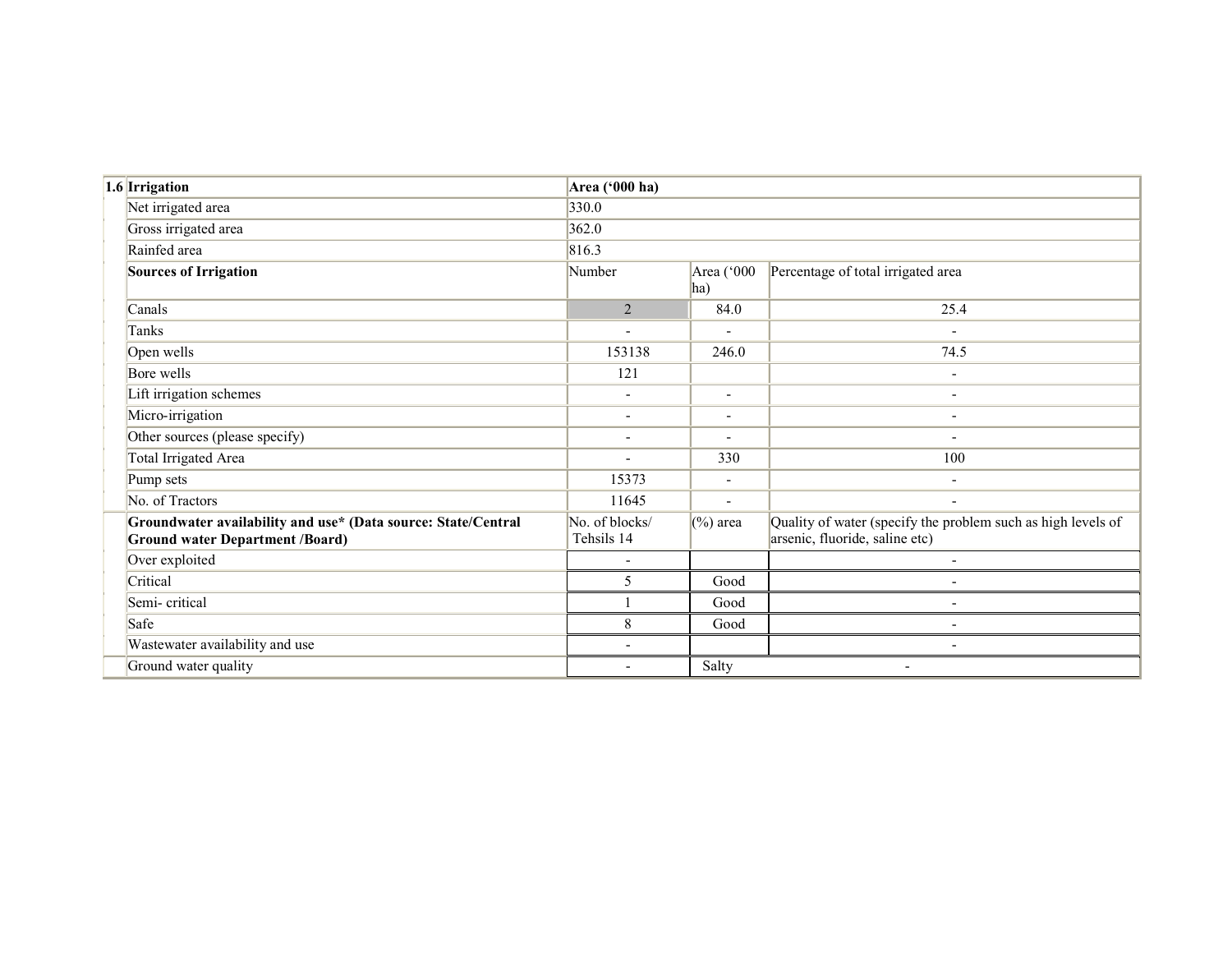| 1.6 | Irrigation | Area ('000 ha) | | |
|---|---|---|---|---|
| | Net irrigated area | 330.0 | | |
| | Gross irrigated area | 362.0 | | |
| | Rainfed area | 816.3 | | |
| | **Sources of Irrigation** | Number | Area ('000 ha) | Percentage of total irrigated area |
| | Canals | 2 | 84.0 | 25.4 |
| | Tanks | - | - | - |
| | Open wells | 153138 | 246.0 | 74.5 |
| | Bore wells | 121 | | - |
| | Lift irrigation schemes | - | - | - |
| | Micro-irrigation | - | - | - |
| | Other sources (please specify) | - | - | - |
| | Total Irrigated Area | - | 330 | 100 |
| | Pump sets | 15373 | - | - |
| | No. of Tractors | 11645 | - | - |
| | **Groundwater availability and use* (Data source: State/Central Ground water Department /Board)** | No. of blocks/ Tehsils 14 | (%) area | Quality of water (specify the problem such as high levels of arsenic, fluoride, saline etc) |
| | Over exploited | - | | - |
| | Critical | 5 | Good | - |
| | Semi- critical | 1 | Good | - |
| | Safe | 8 | Good | - |
| | Wastewater availability and use | - | | - |
| | Ground water quality | - | Salty | - |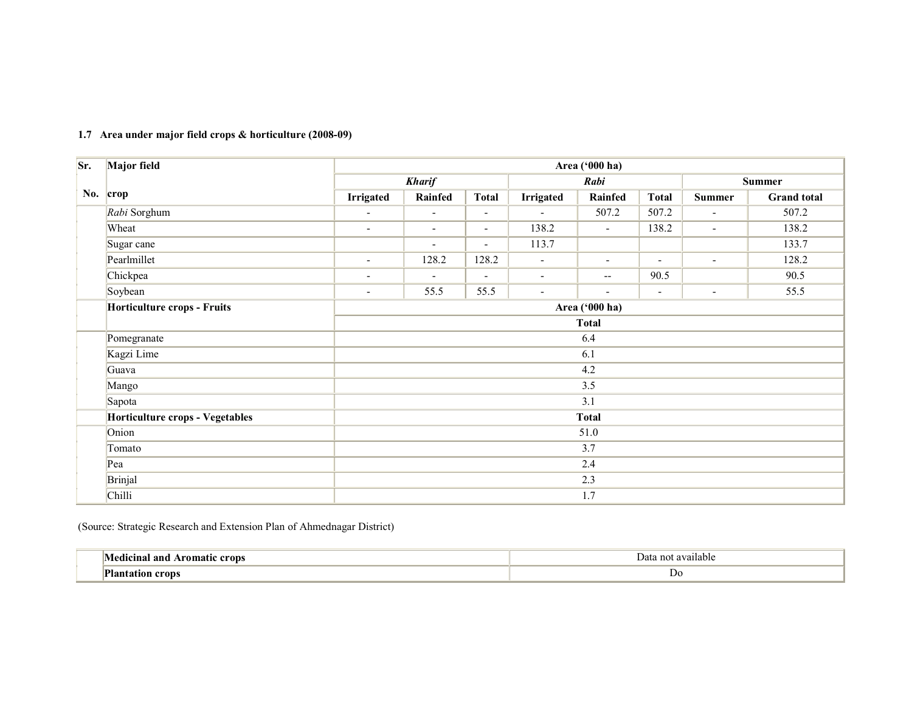**1.7 Area under major field crops & horticulture (2008-09)**

| Sr. No. | Major field crop | Area ('000 ha) | | | | | | | |
|---|---|---|---|---|---|---|---|---|---|
| | | *Kharif* | | | *Rabi* | | | Summer | |
| | | Irrigated | Rainfed | Total | Irrigated | Rainfed | Total | Summer | Grand total |
| | *Rabi* Sorghum | - | - | - | - | 507.2 | 507.2 | - | 507.2 |
| | Wheat | - | - | - | 138.2 | - | 138.2 | - | 138.2 |
| | Sugar cane | | - | - | 113.7 | | | | 133.7 |
| | Pearlmillet | - | 128.2 | 128.2 | - | - | - | - | 128.2 |
| | Chickpea | - | - | - | - | -- | 90.5 | | 90.5 |
| | Soybean | - | 55.5 | 55.5 | - | - | - | - | 55.5 |
| | **Horticulture crops - Fruits** | **Area ('000 ha)** | | | | | | | |
| | | **Total** | | | | | | | |
| | Pomegranate | 6.4 | | | | | | | |
| | Kagzi Lime | 6.1 | | | | | | | |
| | Guava | 4.2 | | | | | | | |
| | Mango | 3.5 | | | | | | | |
| | Sapota | 3.1 | | | | | | | |
| | **Horticulture crops - Vegetables** | **Total** | | | | | | | |
| | Onion | 51.0 | | | | | | | |
| | Tomato | 3.7 | | | | | | | |
| | Pea | 2.4 | | | | | | | |
| | Brinjal | 2.3 | | | | | | | |
| | Chilli | 1.7 | | | | | | | |

(Source: Strategic Research and Extension Plan of Ahmednagar District)

| | | |
|---|---|---|
| | **Medicinal and Aromatic crops** | Data not available |
| | **Plantation crops** | Do |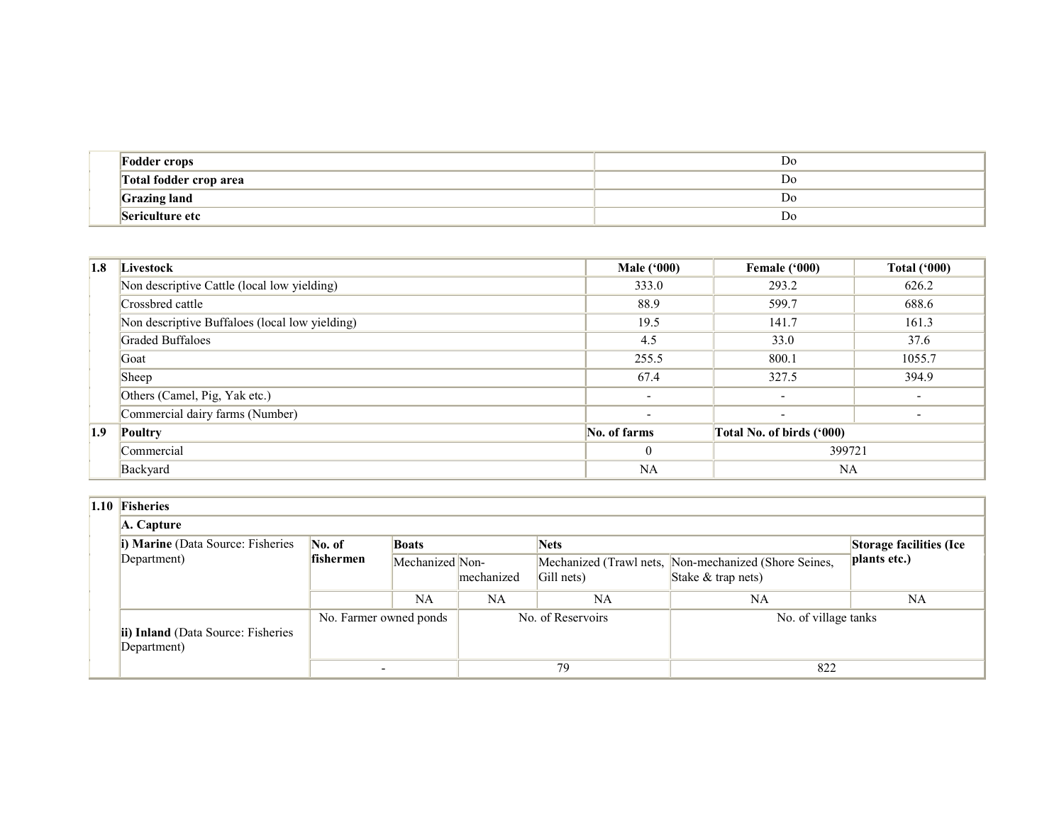| | | |
|---|---|---|
| | **Fodder crops** | Do |
| | **Total fodder crop area** | Do |
| | **Grazing land** | Do |
| | **Sericulture etc** | Do |

| **1.8** | **Livestock** | **Male (‘000)** | **Female (‘000)** | **Total (‘000)** |
|---|---|---|---|---|
| | Non descriptive Cattle (local low yielding) | 333.0 | 293.2 | 626.2 |
| | Crossbred cattle | 88.9 | 599.7 | 688.6 |
| | Non descriptive Buffaloes (local low yielding) | 19.5 | 141.7 | 161.3 |
| | Graded Buffaloes | 4.5 | 33.0 | 37.6 |
| | Goat | 255.5 | 800.1 | 1055.7 |
| | Sheep | 67.4 | 327.5 | 394.9 |
| | Others (Camel, Pig, Yak etc.) | - | - | - |
| | Commercial dairy farms (Number) | - | - | - |
| **1.9** | **Poultry** | **No. of farms** | **Total No. of birds (‘000)** | |
| | Commercial | 0 | 399721 | |
| | Backyard | NA | NA | |

| **1.10** | **Fisheries** | | | | | | |
|---|---|---|---|---|---|---|---|
| | **A. Capture** | | | | | | |
| | **i) Marine** (Data Source: Fisheries Department) | **No. of fishermen** | **Boats** | | **Nets** | | **Storage facilities (Ice plants etc.)** |
| | | | Mechanized | Non-mechanized | Mechanized (Trawl nets, Gill nets) | Non-mechanized (Shore Seines, Stake & trap nets) | |
| | | | NA | NA | NA | NA | NA |
| | **ii) Inland** (Data Source: Fisheries Department) | No. Farmer owned ponds | | No. of Reservoirs | | No. of village tanks | |
| | | - | | 79 | | 822 | |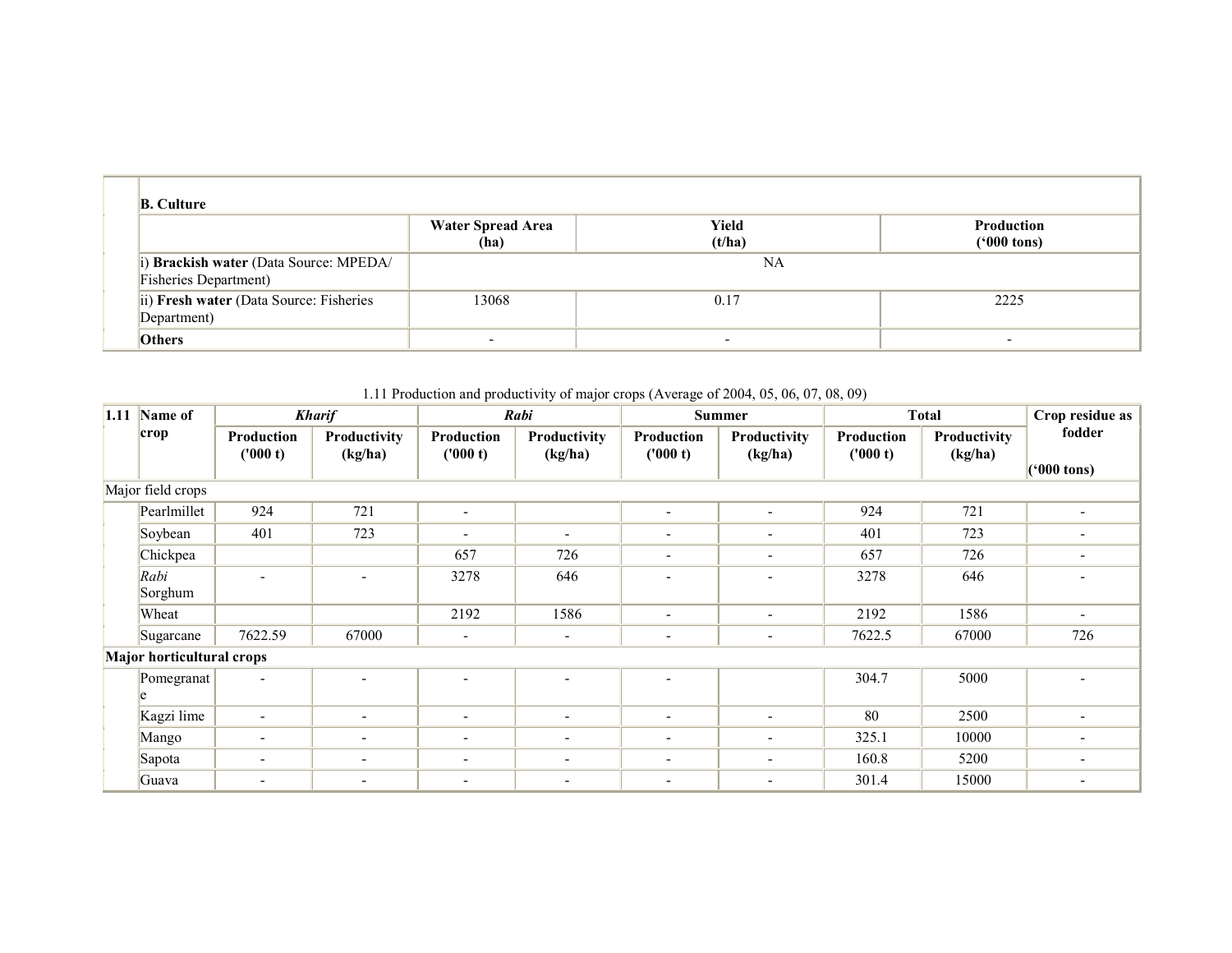| | B. Culture | | | |
|---|---|---|---|---|
| | | Water Spread Area (ha) | Yield (t/ha) | Production ('000 tons) |
| | i) **Brackish water** (Data Source: MPEDA/ Fisheries Department) | NA | | |
| | ii) **Fresh water** (Data Source: Fisheries Department) | 13068 | 0.17 | 2225 |
| | **Others** | - | - | - |

1.11 Production and productivity of major crops (Average of 2004, 05, 06, 07, 08, 09)

| 1.11 | Name of crop | *Kharif* | | *Rabi* | | Summer | | Total | | Crop residue as fodder ('000 tons) |
|---|---|---|---|---|---|---|---|---|---|---|
| | | Production ('000 t) | Productivity (kg/ha) | Production ('000 t) | Productivity (kg/ha) | Production ('000 t) | Productivity (kg/ha) | Production ('000 t) | Productivity (kg/ha) | |
| Major field crops | | | | | | | | | | |
| | Pearlmillet | 924 | 721 | - | | - | - | 924 | 721 | - |
| | Soybean | 401 | 723 | - | - | - | - | 401 | 723 | - |
| | Chickpea | | | 657 | 726 | - | - | 657 | 726 | - |
| | *Rabi* Sorghum | - | - | 3278 | 646 | - | - | 3278 | 646 | - |
| | Wheat | | | 2192 | 1586 | - | - | 2192 | 1586 | - |
| | Sugarcane | 7622.59 | 67000 | - | - | - | - | 7622.5 | 67000 | 726 |
| **Major horticultural crops** | | | | | | | | | | |
| | Pomegranate | - | - | - | - | - | | 304.7 | 5000 | - |
| | Kagzi lime | - | - | - | - | - | - | 80 | 2500 | - |
| | Mango | - | - | - | - | - | - | 325.1 | 10000 | - |
| | Sapota | - | - | - | - | - | - | 160.8 | 5200 | - |
| | Guava | - | - | - | - | - | - | 301.4 | 15000 | - |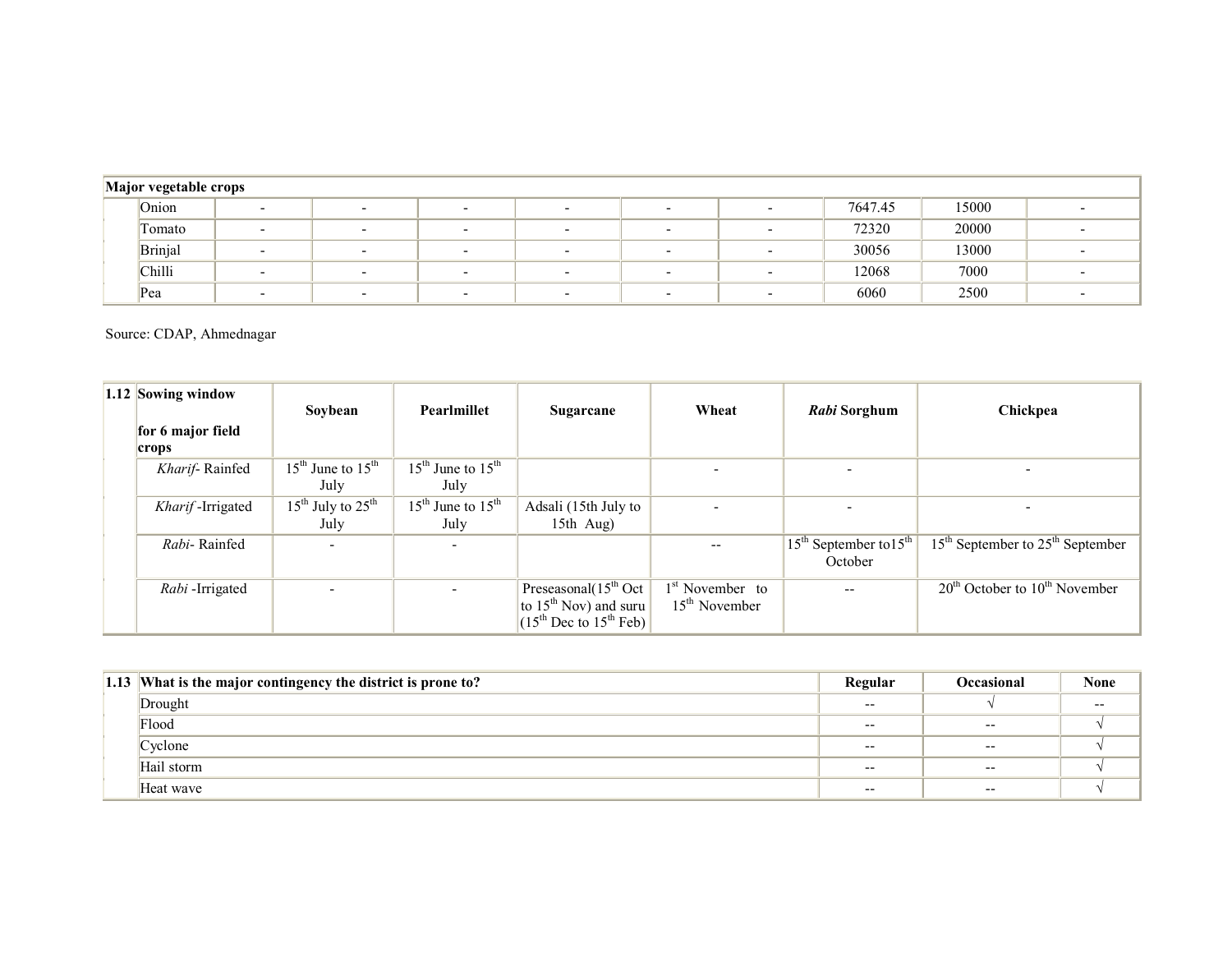| Major vegetable crops | | | | | | | | | | |
|---|---|---|---|---|---|---|---|---|---|---|
| | Onion | - | - | - | - | - | - | 7647.45 | 15000 | - |
| | Tomato | - | - | - | - | - | - | 72320 | 20000 | - |
| | Brinjal | - | - | - | - | - | - | 30056 | 13000 | - |
| | Chilli | - | - | - | - | - | - | 12068 | 7000 | - |
| | Pea | - | - | - | - | - | - | 6060 | 2500 | - |

Source: CDAP, Ahmednagar

| 1.12 | **Sowing window for 6 major field crops** | **Soybean** | **Pearlmillet** | **Sugarcane** | **Wheat** | ***Rabi* Sorghum** | **Chickpea** |
|---|---|---|---|---|---|---|---|
| | *Kharif*- Rainfed | 15th June to 15th July | 15th June to 15th July | | - | - | - |
| | *Kharif* -Irrigated | 15th July to 25th July | 15th June to 15th July | Adsali (15th July to 15th Aug) | - | - | - |
| | *Rabi*- Rainfed | - | - | | -- | 15th September to15th October | 15th September to 25th September |
| | *Rabi* -Irrigated | - | - | Preseasonal(15th Oct to 15th Nov) and suru (15th Dec to 15th Feb) | 1st November to 15th November | -- | 20th October to 10th November |

| 1.13 | **What is the major contingency the district is prone to?** | **Regular** | **Occasional** | **None** |
|---|---|---|---|---|
| | Drought | -- | √ | -- |
| | Flood | -- | -- | √ |
| | Cyclone | -- | -- | √ |
| | Hail storm | -- | -- | √ |
| | Heat wave | -- | -- | √ |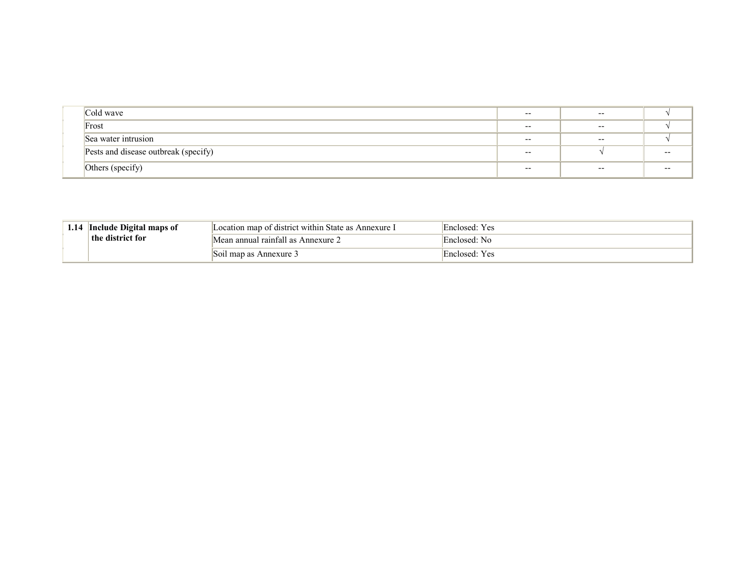| | | | | |
|---|---|---|---|---|
| | Cold wave | -- | -- | √ |
| | Frost | -- | -- | √ |
| | Sea water intrusion | -- | -- | √ |
| | Pests and disease outbreak (specify) | -- | √ | -- |
| | Others (specify) | -- | -- | -- |

| | | | |
|---|---|---|---|
| **1.14** | **Include Digital maps of the district for** | Location map of district within State as Annexure I | Enclosed: Yes |
| | | Mean annual rainfall as Annexure 2 | Enclosed: No |
| | | Soil map as Annexure 3 | Enclosed: Yes |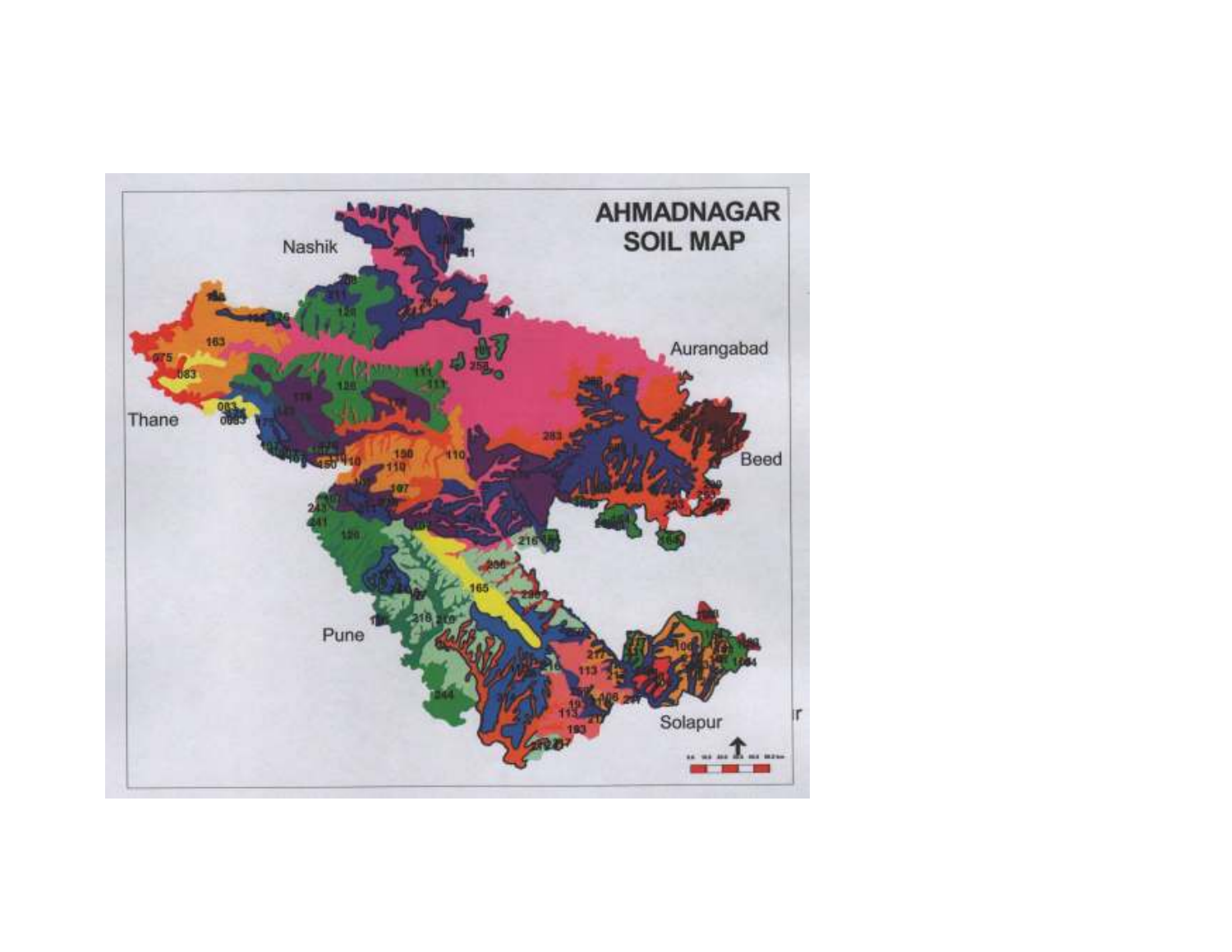# AHMADNAGAR SOIL MAP

Nashik

Aurangabad

Thane

Beed

Pune

Solapur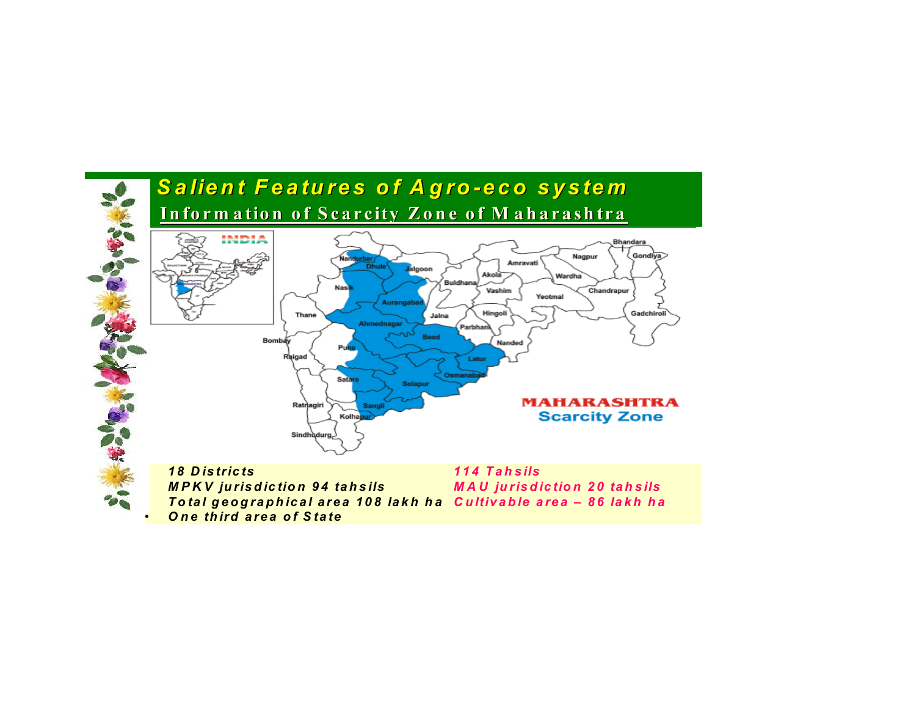# Salient Features of Agro-eco system

## Information of Scarcity Zone of Maharashtra

MAHARASHTRA
Scarcity Zone

*18 Districts* | *114 Tahsils*

*MPKV jurisdiction 94 tahsils* | *MAU jurisdiction 20 tahsils*

*Total geographical area 108 lakh ha* | *Cultivable area – 86 lakh ha*

- *One third area of State*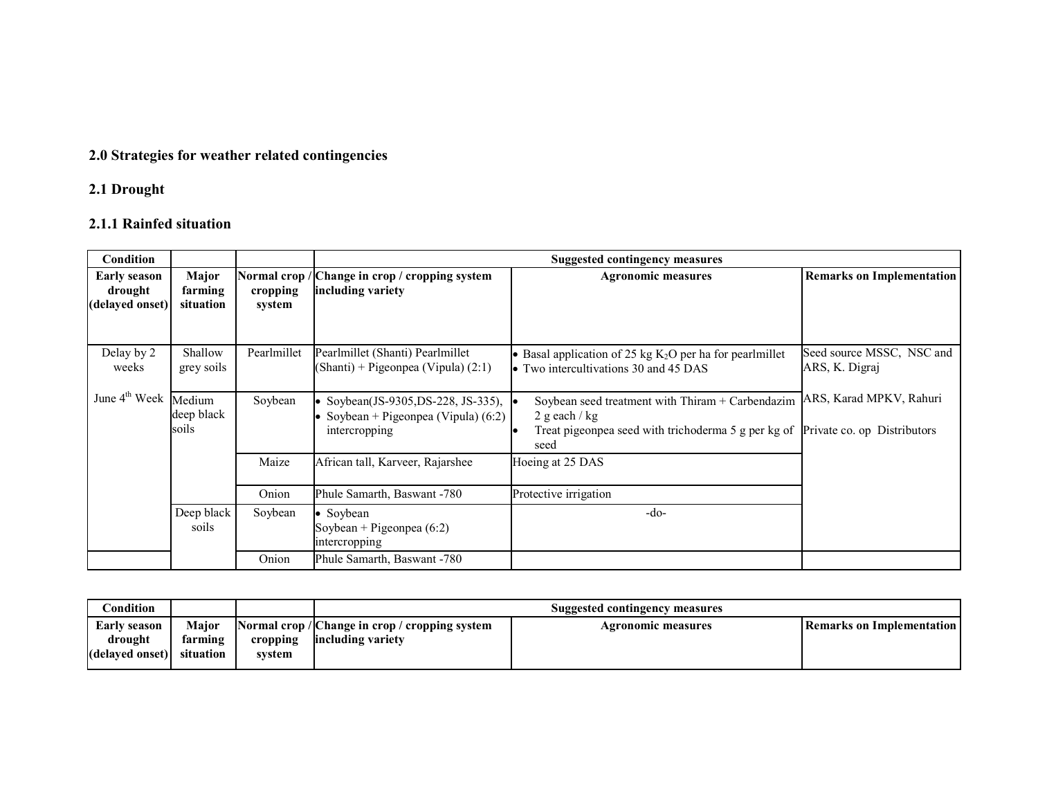## 2.0 Strategies for weather related contingencies

### 2.1 Drought

#### 2.1.1 Rainfed situation

| Condition | | | Suggested contingency measures | | |
|---|---|---|---|---|---|
| **Early season drought (delayed onset)** | **Major farming situation** | **Normal crop / cropping system** | **Change in crop / cropping system including variety** | **Agronomic measures** | **Remarks on Implementation** |
| Delay by 2 weeks<br><br>June 4[th] Week | Shallow grey soils | Pearlmillet | Pearlmillet (Shanti) Pearlmillet (Shanti) + Pigeonpea (Vipula) (2:1) | • Basal application of 25 kg $K_2O$ per ha for pearlmillet<br>• Two intercultivations 30 and 45 DAS | Seed source MSSC, NSC and ARS, K. Digraj |
| | Medium deep black soils | Soybean | • Soybean(JS-9305,DS-228, JS-335),<br>• Soybean + Pigeonpea (Vipula) (6:2) intercropping | • Soybean seed treatment with Thiram + Carbendazim 2 g each / kg<br>• Treat pigeonpea seed with trichoderma 5 g per kg of seed | ARS, Karad MPKV, Rahuri<br><br>Private co. op Distributors |
| | | Maize | African tall, Karveer, Rajarshee | Hoeing at 25 DAS | |
| | | Onion | Phule Samarth, Baswant -780 | Protective irrigation | |
| | Deep black soils | Soybean | • Soybean<br>Soybean + Pigeonpea (6:2) intercropping | -do- | |
| | | Onion | Phule Samarth, Baswant -780 | | |

| Condition | | | Suggested contingency measures | | |
|---|---|---|---|---|---|
| **Early season drought (delayed onset)** | **Major farming situation** | **Normal crop / cropping system** | **Change in crop / cropping system including variety** | **Agronomic measures** | **Remarks on Implementation** |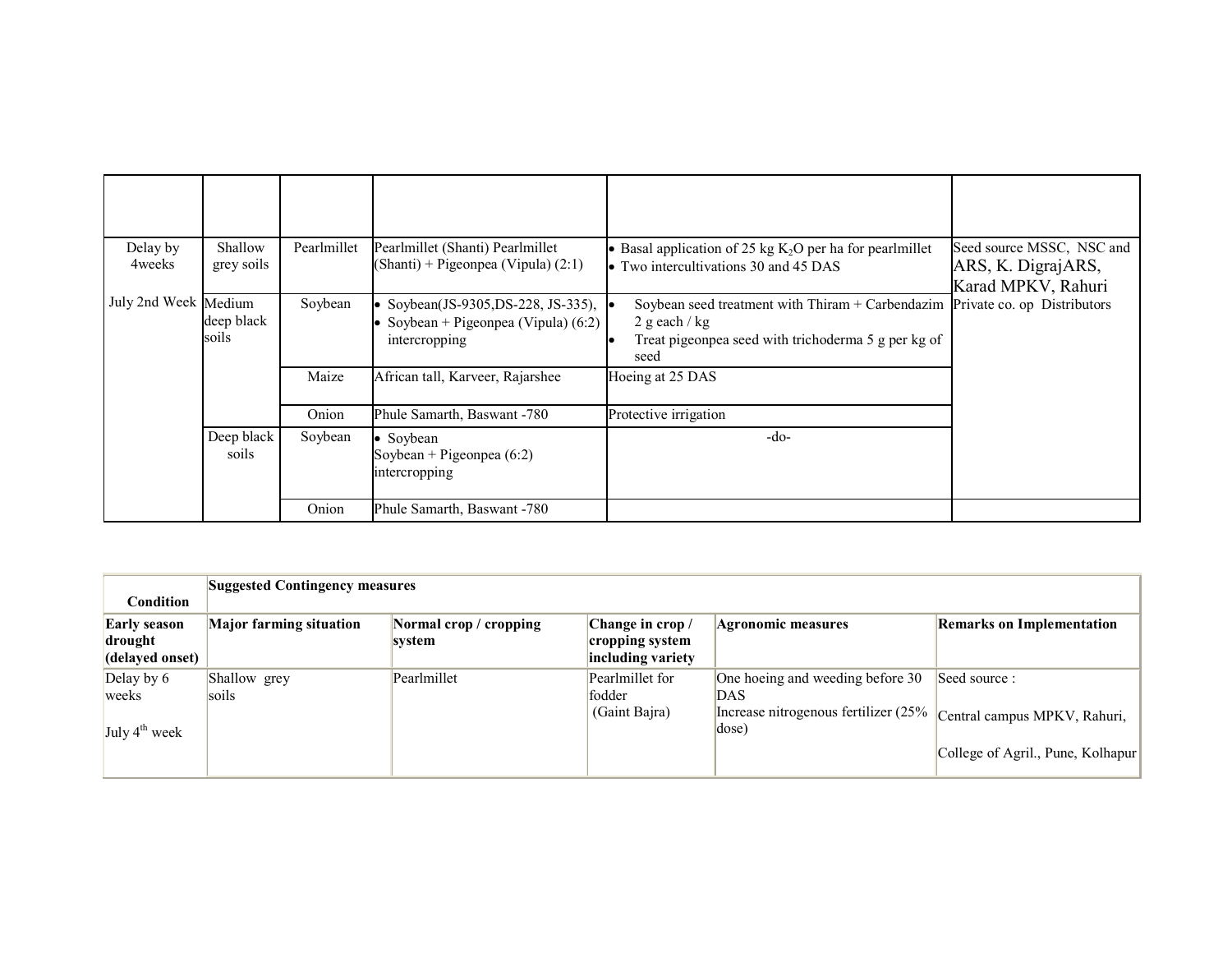| | | | | | |
|---|---|---|---|---|---|
| Delay by 4weeks<br><br>July 2nd Week | Shallow grey soils | Pearlmillet | Pearlmillet (Shanti) Pearlmillet (Shanti) + Pigeonpea (Vipula) (2:1) | • Basal application of 25 kg $K_2O$ per ha for pearlmillet<br>• Two intercultivations 30 and 45 DAS | Seed source MSSC, NSC and ARS, K. DigrajARS, Karad MPKV, Rahuri<br>Private co. op Distributors |
| | Medium deep black soils | Soybean | • Soybean(JS-9305,DS-228, JS-335),<br>• Soybean + Pigeonpea (Vipula) (6:2) intercropping | • Soybean seed treatment with Thiram + Carbendazim 2 g each / kg<br>• Treat pigeonpea seed with trichoderma 5 g per kg of seed | |
| | | Maize | African tall, Karveer, Rajarshee | Hoeing at 25 DAS | |
| | | Onion | Phule Samarth, Baswant -780 | Protective irrigation | |
| | Deep black soils | Soybean | • Soybean<br>Soybean + Pigeonpea (6:2) intercropping | -do- | |
| | | Onion | Phule Samarth, Baswant -780 | | |

| Condition | Suggested Contingency measures | | | | |
|---|---|---|---|---|---|
| **Early season drought (delayed onset)** | **Major farming situation** | **Normal crop / cropping system** | **Change in crop / cropping system including variety** | **Agronomic measures** | **Remarks on Implementation** |
| Delay by 6 weeks<br><br>July 4th week | Shallow grey soils | Pearlmillet | Pearlmillet for fodder (Gaint Bajra) | One hoeing and weeding before 30 DAS<br>Increase nitrogenous fertilizer (25% dose) | Seed source :<br><br>Central campus MPKV, Rahuri,<br><br>College of Agril., Pune, Kolhapur |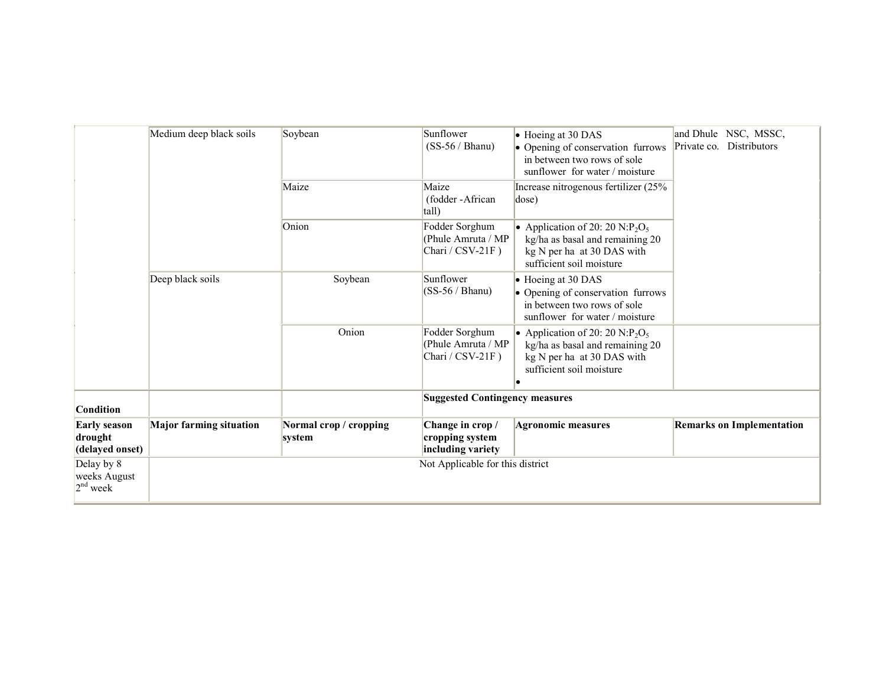| | | | | | |
|---|---|---|---|---|---|
| | Medium deep black soils | Soybean | Sunflower (SS-56 / Bhanu) | • Hoeing at 30 DAS<br>• Opening of conservation furrows in between two rows of sole sunflower for water / moisture | and Dhule NSC, MSSC, Private co. Distributors |
| | | Maize | Maize (fodder -African tall) | Increase nitrogenous fertilizer (25% dose) | |
| | | Onion | Fodder Sorghum (Phule Amruta / MP Chari / CSV-21F ) | • Application of 20: 20 N:$P_2O_5$ kg/ha as basal and remaining 20 kg N per ha at 30 DAS with sufficient soil moisture | |
| | Deep black soils | Soybean | Sunflower (SS-56 / Bhanu) | • Hoeing at 30 DAS<br>• Opening of conservation furrows in between two rows of sole sunflower for water / moisture | |
| | | Onion | Fodder Sorghum (Phule Amruta / MP Chari / CSV-21F ) | • Application of 20: 20 N:$P_2O_5$ kg/ha as basal and remaining 20 kg N per ha at 30 DAS with sufficient soil moisture<br>• | |

| Condition | | | Suggested Contingency measures | | |
|---|---|---|---|---|---|
| **Early season drought (delayed onset)** | **Major farming situation** | **Normal crop / cropping system** | **Change in crop / cropping system including variety** | **Agronomic measures** | **Remarks on Implementation** |
| Delay by 8 weeks August 2nd week | Not Applicable for this district | | | | |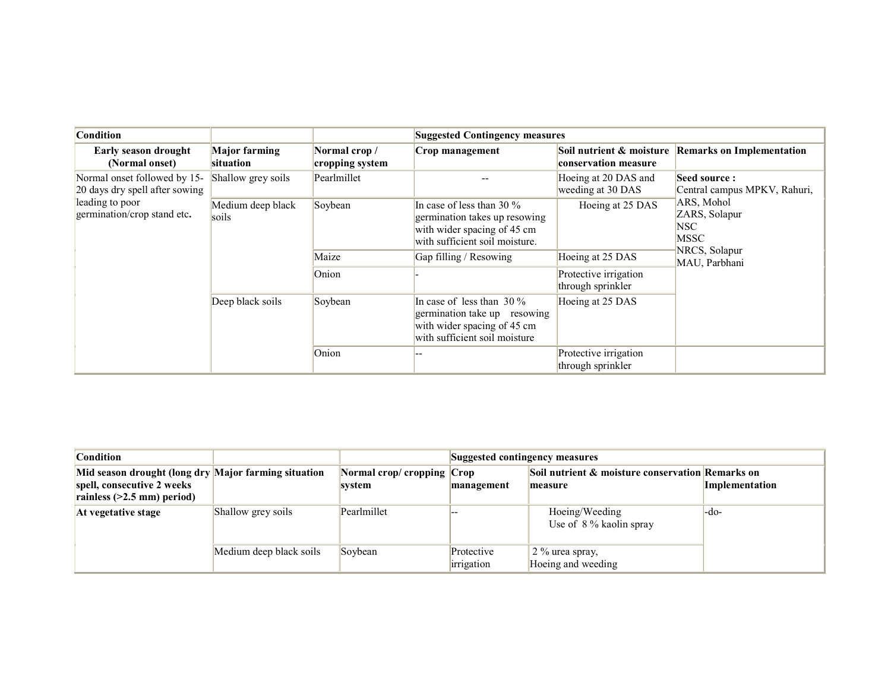| Condition | | | Suggested Contingency measures | | |
|---|---|---|---|---|---|
| **Early season drought (Normal onset)** | **Major farming situation** | **Normal crop / cropping system** | **Crop management** | **Soil nutrient & moisture conservation measure** | **Remarks on Implementation** |
| Normal onset followed by 15-20 days dry spell after sowing leading to poor germination/crop stand etc. | Shallow grey soils | Pearlmillet | -- | Hoeing at 20 DAS and weeding at 30 DAS | **Seed source :** Central campus MPKV, Rahuri, ARS, Mohol ZARS, Solapur NSC MSSC NRCS, Solapur MAU, Parbhani |
| | Medium deep black soils | Soybean | In case of less than 30 % germination takes up resowing with wider spacing of 45 cm with sufficient soil moisture. | Hoeing at 25 DAS | |
| | | Maize | Gap filling / Resowing | Hoeing at 25 DAS | |
| | | Onion | - | Protective irrigation through sprinkler | |
| | Deep black soils | Soybean | In case of less than 30 % germination take up resowing with wider spacing of 45 cm with sufficient soil moisture | Hoeing at 25 DAS | |
| | | Onion | -- | Protective irrigation through sprinkler | |

| Condition | | | Suggested contingency measures | | |
|---|---|---|---|---|---|
| **Mid season drought (long dry spell, consecutive 2 weeks rainless (>2.5 mm) period)** | **Major farming situation** | **Normal crop/ cropping system** | **Crop management** | **Soil nutrient & moisture conservation measure** | **Remarks on Implementation** |
| **At vegetative stage** | Shallow grey soils | Pearlmillet | -- | Hoeing/Weeding Use of 8 % kaolin spray | -do- |
| | Medium deep black soils | Soybean | Protective irrigation | 2 % urea spray, Hoeing and weeding | |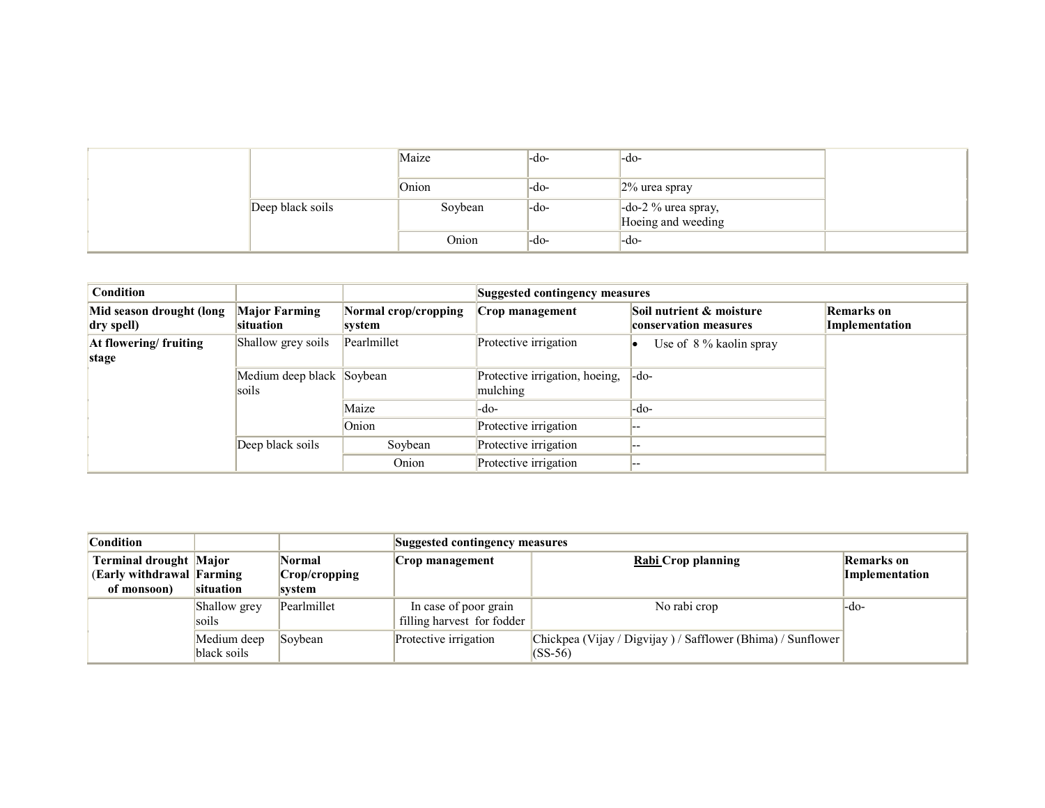| | | | | | |
|---|---|---|---|---|---|
| | | Maize | -do- | -do- | |
| | | Onion | -do- | 2% urea spray | |
| | Deep black soils | Soybean | -do- | -do-2 % urea spray, Hoeing and weeding | |
| | | Onion | -do- | -do- | |

| Condition | | | Suggested contingency measures | | |
|---|---|---|---|---|---|
| **Mid season drought (long dry spell)** | **Major Farming situation** | **Normal crop/cropping system** | **Crop management** | **Soil nutrient & moisture conservation measures** | **Remarks on Implementation** |
| **At flowering/ fruiting stage** | Shallow grey soils | Pearlmillet | Protective irrigation | • Use of 8 % kaolin spray | |
| | Medium deep black soils | Soybean | Protective irrigation, hoeing, mulching | -do- | |
| | | Maize | -do- | -do- | |
| | | Onion | Protective irrigation | -- | |
| | Deep black soils | Soybean | Protective irrigation | -- | |
| | | Onion | Protective irrigation | -- | |

| Condition | | | Suggested contingency measures | | |
|---|---|---|---|---|---|
| **Terminal drought (Early withdrawal of monsoon)** | **Major Farming situation** | **Normal Crop/cropping system** | **Crop management** | **Rabi Crop planning** | **Remarks on Implementation** |
| | Shallow grey soils | Pearlmillet | In case of poor grain filling harvest for fodder | No rabi crop | -do- |
| | Medium deep black soils | Soybean | Protective irrigation | Chickpea (Vijay / Digvijay ) / Safflower (Bhima) / Sunflower (SS-56) | |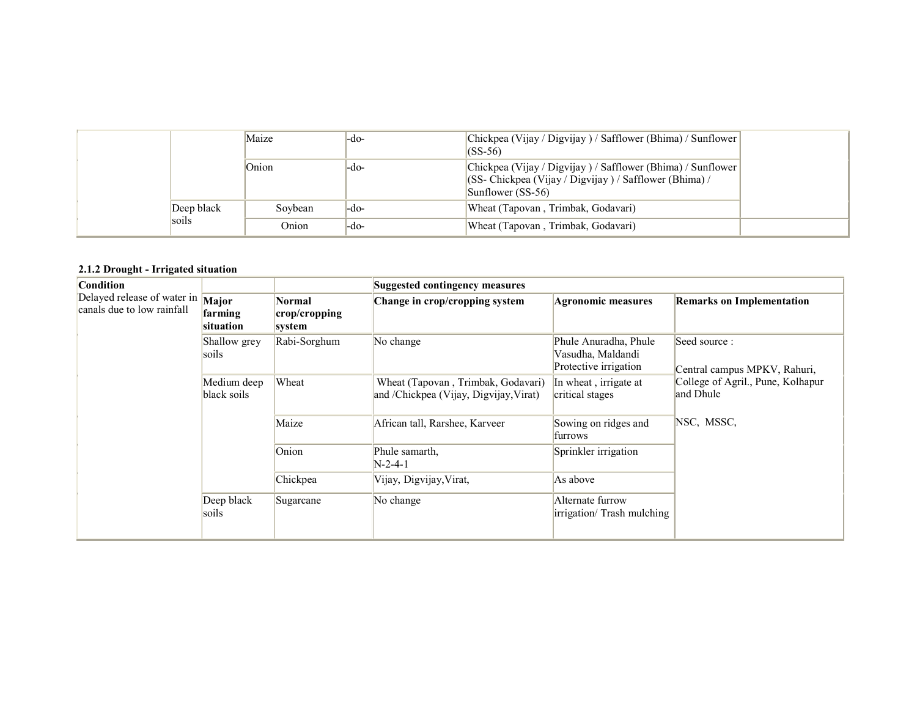| | | | | | |
|---|---|---|---|---|---|
| | | Maize | -do- | Chickpea (Vijay / Digvijay ) / Safflower (Bhima) / Sunflower (SS-56) | |
| | | Onion | -do- | Chickpea (Vijay / Digvijay ) / Safflower (Bhima) / Sunflower (SS- Chickpea (Vijay / Digvijay ) / Safflower (Bhima) / Sunflower (SS-56) | |
| | Deep black soils | Soybean | -do- | Wheat (Tapovan , Trimbak, Godavari) | |
| | | Onion | -do- | Wheat (Tapovan , Trimbak, Godavari) | |

**2.1.2 Drought - Irrigated situation**

| Condition | | | Suggested contingency measures | | |
|---|---|---|---|---|---|
| Delayed release of water in canals due to low rainfall | Major farming situation | Normal crop/cropping system | Change in crop/cropping system | Agronomic measures | Remarks on Implementation |
| | Shallow grey soils | Rabi-Sorghum | No change | Phule Anuradha, Phule Vasudha, Maldandi Protective irrigation | Seed source : Central campus MPKV, Rahuri, College of Agril., Pune, Kolhapur and Dhule NSC, MSSC, |
| | Medium deep black soils | Wheat | Wheat (Tapovan , Trimbak, Godavari) and /Chickpea (Vijay, Digvijay,Virat) | In wheat , irrigate at critical stages | |
| | | Maize | African tall, Rarshee, Karveer | Sowing on ridges and furrows | |
| | | Onion | Phule samarth, N-2-4-1 | Sprinkler irrigation | |
| | | Chickpea | Vijay, Digvijay,Virat, | As above | |
| | Deep black soils | Sugarcane | No change | Alternate furrow irrigation/ Trash mulching | |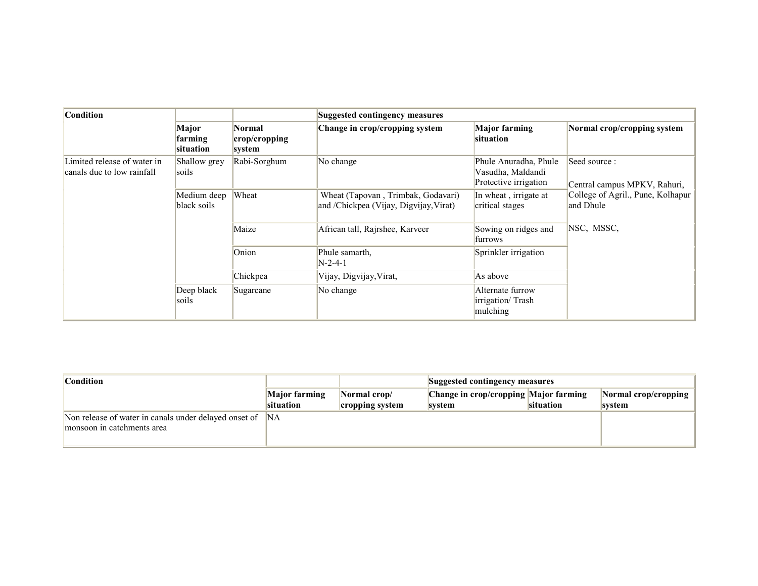| Condition | | | Suggested contingency measures | | |
|---|---|---|---|---|---|
| | Major farming situation | Normal crop/cropping system | Change in crop/cropping system | Major farming situation | Normal crop/cropping system |
| Limited release of water in canals due to low rainfall | Shallow grey soils | Rabi-Sorghum | No change | Phule Anuradha, Phule Vasudha, Maldandi Protective irrigation | Seed source :<br><br>Central campus MPKV, Rahuri, College of Agril., Pune, Kolhapur and Dhule<br><br>NSC, MSSC, |
| | Medium deep black soils | Wheat | Wheat (Tapovan , Trimbak, Godavari) and /Chickpea (Vijay, Digvijay,Virat) | In wheat , irrigate at critical stages | |
| | | Maize | African tall, Rajrshee, Karveer | Sowing on ridges and furrows | |
| | | Onion | Phule samarth,<br>N-2-4-1 | Sprinkler irrigation | |
| | | Chickpea | Vijay, Digvijay,Virat, | As above | |
| | Deep black soils | Sugarcane | No change | Alternate furrow irrigation/ Trash mulching | |

| Condition | | | Suggested contingency measures | | |
|---|---|---|---|---|---|
| | Major farming situation | Normal crop/ cropping system | Change in crop/cropping system | Major farming situation | Normal crop/cropping system |
| Non release of water in canals under delayed onset of monsoon in catchments area | NA | | | | |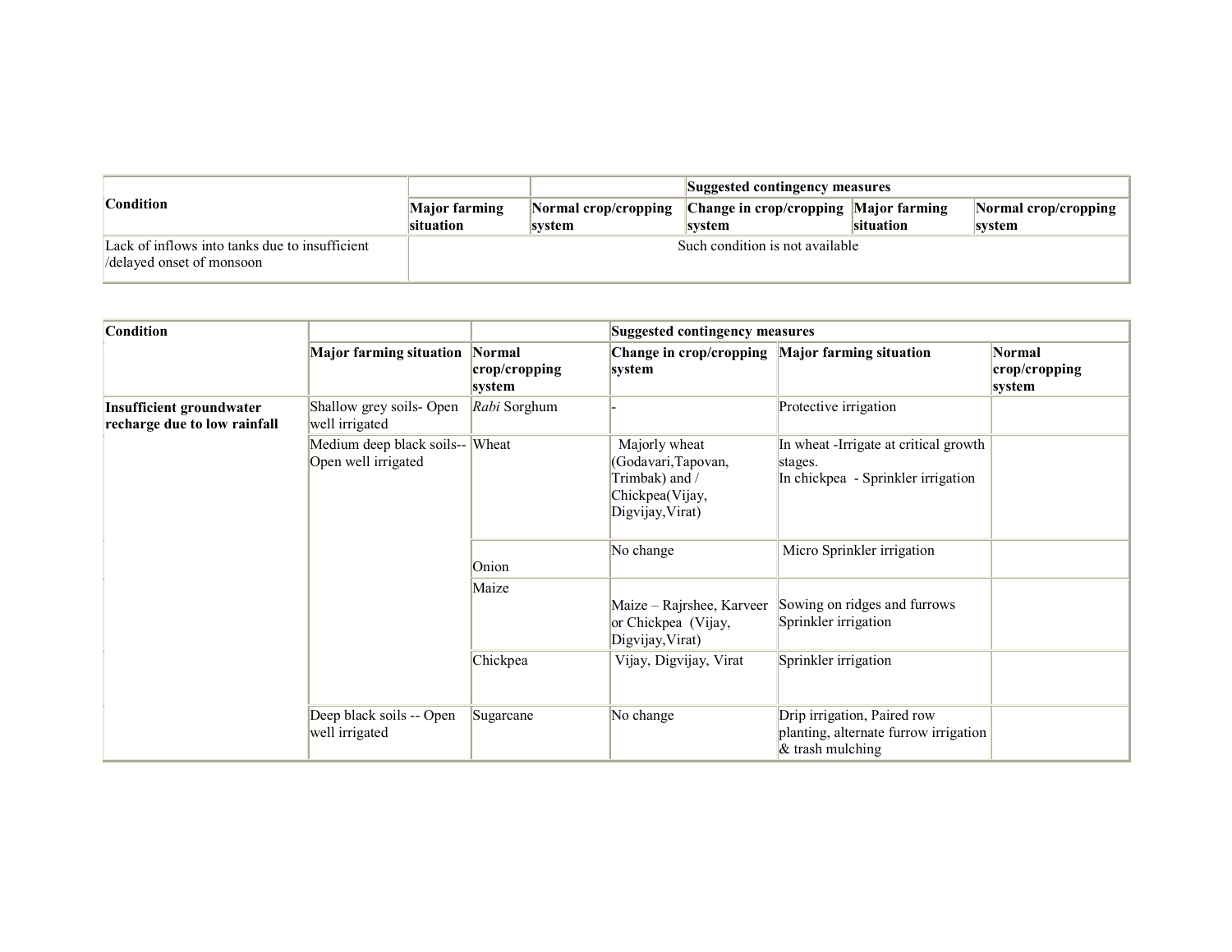| Condition | | | Suggested contingency measures | | |
|---|---|---|---|---|---|
| | Major farming situation | Normal crop/cropping system | Change in crop/cropping system | Major farming situation | Normal crop/cropping system |
| Lack of inflows into tanks due to insufficient /delayed onset of monsoon | Such condition is not available | | | | |

| Condition | | | Suggested contingency measures | | |
|---|---|---|---|---|---|
| | Major farming situation | Normal crop/cropping system | Change in crop/cropping system | Major farming situation | Normal crop/cropping system |
| **Insufficient groundwater recharge due to low rainfall** | Shallow grey soils- Open well irrigated | *Rabi* Sorghum | - | Protective irrigation | |
| | Medium deep black soils-- Open well irrigated | Wheat | Majorly wheat (Godavari,Tapovan, Trimbak) and / Chickpea(Vijay, Digvijay,Virat) | In wheat -Irrigate at critical growth stages.<br>In chickpea - Sprinkler irrigation | |
| | | Onion | No change | Micro Sprinkler irrigation | |
| | | Maize | Maize – Rajrshee, Karveer or Chickpea (Vijay, Digvijay,Virat) | Sowing on ridges and furrows Sprinkler irrigation | |
| | | Chickpea | Vijay, Digvijay, Virat | Sprinkler irrigation | |
| | Deep black soils -- Open well irrigated | Sugarcane | No change | Drip irrigation, Paired row planting, alternate furrow irrigation & trash mulching | |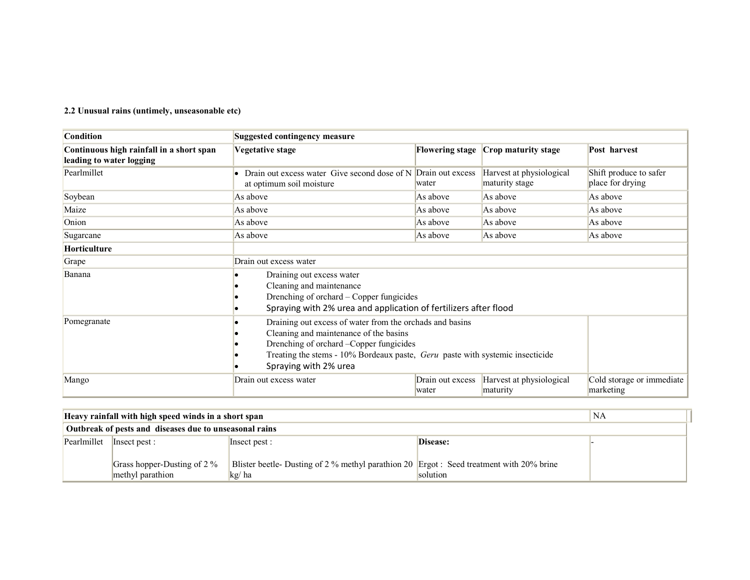**2.2 Unusual rains (untimely, unseasonable etc)**

| Condition | Suggested contingency measure | | | |
|---|---|---|---|---|
| **Continuous high rainfall in a short span leading to water logging** | **Vegetative stage** | **Flowering stage** | **Crop maturity stage** | **Post harvest** |
| Pearlmillet | • Drain out excess water Give second dose of N at optimum soil moisture | Drain out excess water | Harvest at physiological maturity stage | Shift produce to safer place for drying |
| Soybean | As above | As above | As above | As above |
| Maize | As above | As above | As above | As above |
| Onion | As above | As above | As above | As above |
| Sugarcane | As above | As above | As above | As above |
| **Horticulture** | | | | |
| Grape | Drain out excess water | | | |
| Banana | • Draining out excess water<br>• Cleaning and maintenance<br>• Drenching of orchard – Copper fungicides<br>• Spraying with 2% urea and application of fertilizers after flood | | | |
| Pomegranate | • Draining out excess of water from the orchads and basins<br>• Cleaning and maintenance of the basins<br>• Drenching of orchard –Copper fungicides<br>• Treating the stems - 10% Bordeaux paste, *Geru* paste with systemic insecticide<br>• Spraying with 2% urea | | | |
| Mango | Drain out excess water | Drain out excess water | Harvest at physiological maturity | Cold storage or immediate marketing |

| **Heavy rainfall with high speed winds in a short span** | | | | NA |
|---|---|---|---|---|
| **Outbreak of pests and diseases due to unseasonal rains** | | | | |
| Pearlmillet | Insect pest :<br><br>Grass hopper-Dusting of 2 % methyl parathion | Insect pest :<br><br>Blister beetle- Dusting of 2 % methyl parathion 20 kg/ ha | **Disease:**<br><br>Ergot : Seed treatment with 20% brine solution | - |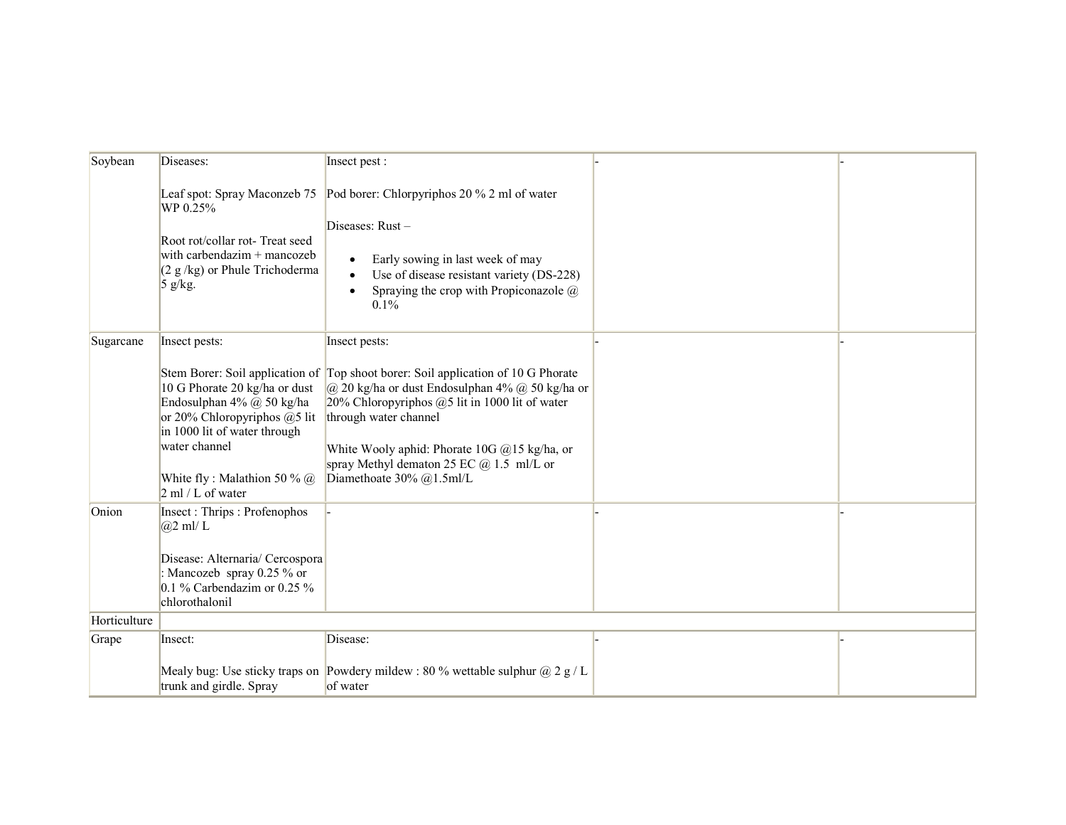| | | | | |
|---|---|---|---|---|
| Soybean | Diseases:<br><br>Leaf spot: Spray Maconzeb 75 WP 0.25%<br><br>Root rot/collar rot- Treat seed with carbendazim + mancozeb (2 g /kg) or Phule Trichoderma 5 g/kg. | Insect pest :<br><br>Pod borer: Chlorpyriphos 20 % 2 ml of water<br><br>Diseases: Rust –<br><br>• Early sowing in last week of may<br>• Use of disease resistant variety (DS-228)<br>• Spraying the crop with Propiconazole @ 0.1% | - | - |
| Sugarcane | Insect pests:<br><br>Stem Borer: Soil application of 10 G Phorate 20 kg/ha or dust Endosulphan 4% @ 50 kg/ha or 20% Chloropyriphos @5 lit in 1000 lit of water through water channel<br><br>White fly : Malathion 50 % @ 2 ml / L of water | Insect pests:<br><br>Top shoot borer: Soil application of 10 G Phorate @ 20 kg/ha or dust Endosulphan 4% @ 50 kg/ha or 20% Chloropyriphos @5 lit in 1000 lit of water through water channel<br><br>White Wooly aphid: Phorate 10G @15 kg/ha, or spray Methyl dematon 25 EC @ 1.5 ml/L or Diamethoate 30% @1.5ml/L | - | - |
| Onion | Insect : Thrips : Profenophos @2 ml/ L<br><br>Disease: Alternaria/ Cercospora : Mancozeb spray 0.25 % or 0.1 % Carbendazim or 0.25 % chlorothalonil | - | - | - |
| Horticulture | | | | |
| Grape | Insect:<br><br>Mealy bug: Use sticky traps on trunk and girdle. Spray | Disease:<br><br>Powdery mildew : 80 % wettable sulphur @ 2 g / L of water | - | - |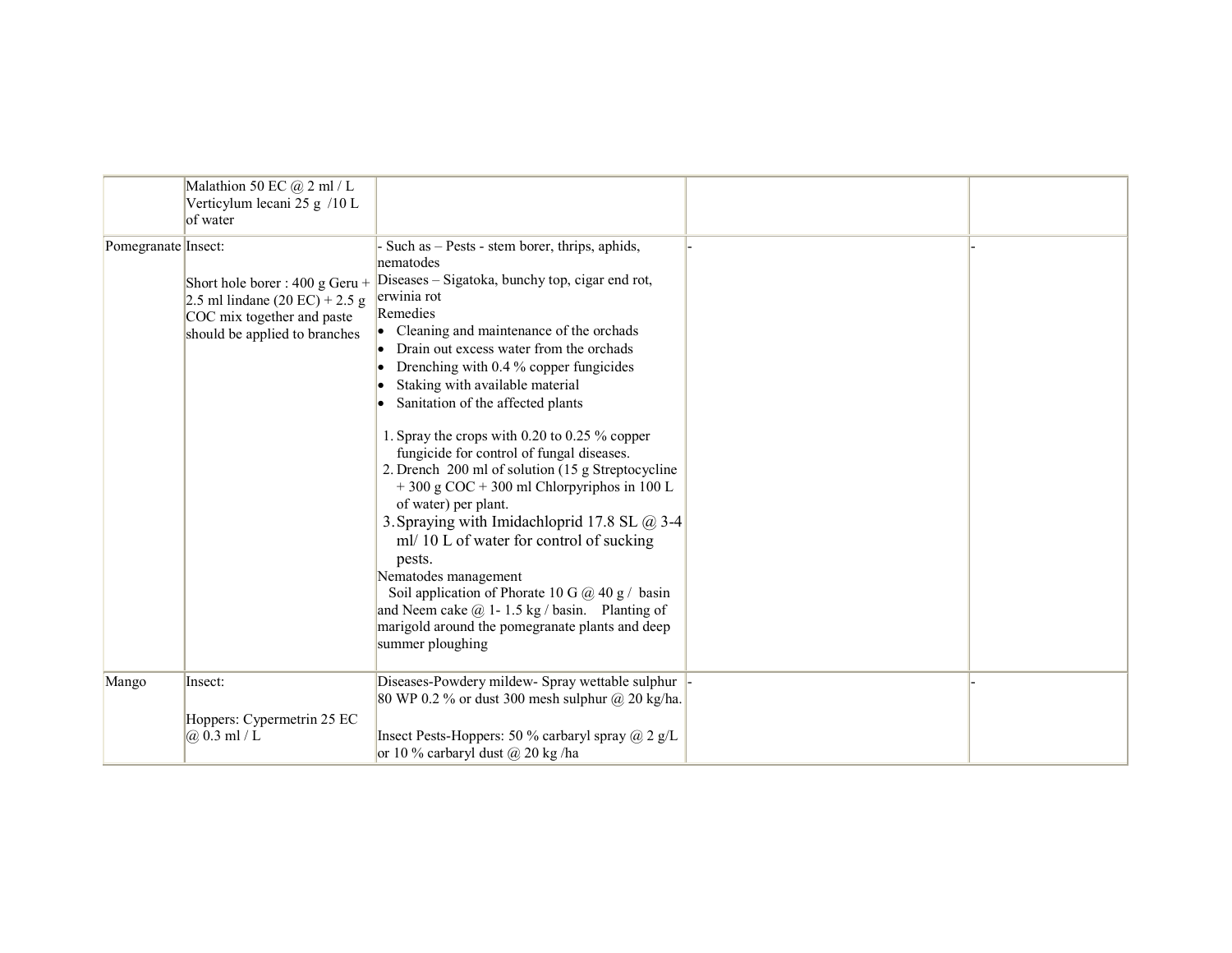| | | | | |
|---|---|---|---|---|
| | Malathion 50 EC @ 2 ml / L<br>Verticylum lecani 25 g /10 L of water | | | |
| Pomegranate | Insect:<br><br>Short hole borer : 400 g Geru + 2.5 ml lindane (20 EC) + 2.5 g COC mix together and paste should be applied to branches | - Such as – Pests - stem borer, thrips, aphids, nematodes<br>Diseases – Sigatoka, bunchy top, cigar end rot, erwinia rot<br>Remedies<br>• Cleaning and maintenance of the orchads<br>• Drain out excess water from the orchads<br>• Drenching with 0.4 % copper fungicides<br>• Staking with available material<br>• Sanitation of the affected plants<br><br>1. Spray the crops with 0.20 to 0.25 % copper fungicide for control of fungal diseases.<br>2. Drench 200 ml of solution (15 g Streptocycline + 300 g COC + 300 ml Chlorpyriphos in 100 L of water) per plant.<br>3. Spraying with Imidachloprid 17.8 SL @ 3-4 ml/ 10 L of water for control of sucking pests.<br>Nematodes management<br>Soil application of Phorate 10 G @ 40 g / basin and Neem cake @ 1- 1.5 kg / basin. Planting of marigold around the pomegranate plants and deep summer ploughing | - | - |
| Mango | Insect:<br><br>Hoppers: Cypermetrin 25 EC @ 0.3 ml / L | Diseases-Powdery mildew- Spray wettable sulphur 80 WP 0.2 % or dust 300 mesh sulphur @ 20 kg/ha.<br><br>Insect Pests-Hoppers: 50 % carbaryl spray @ 2 g/L or 10 % carbaryl dust @ 20 kg /ha | - | - |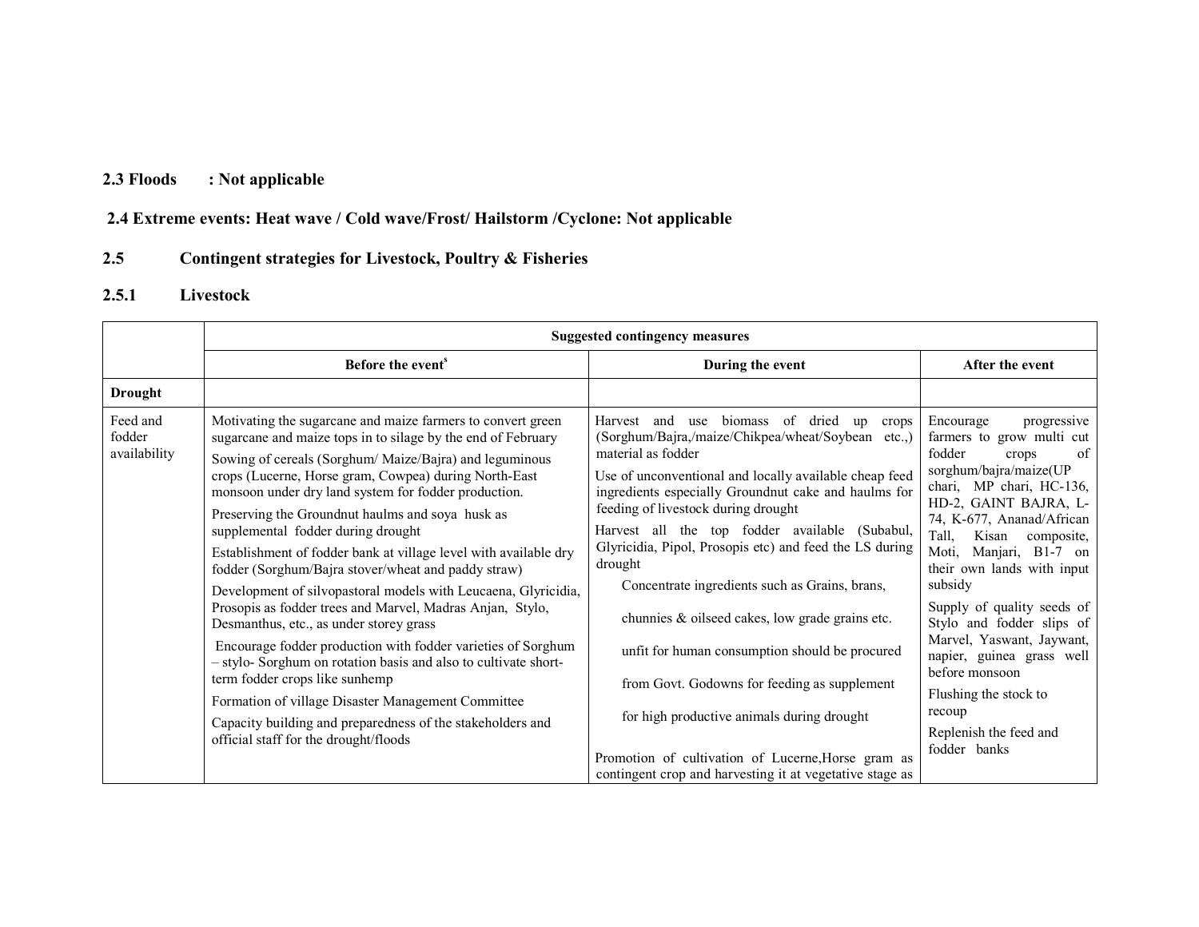## 2.3 Floods : Not applicable

## 2.4 Extreme events: Heat wave / Cold wave/Frost/ Hailstorm /Cyclone: Not applicable

## 2.5 Contingent strategies for Livestock, Poultry & Fisheries

### 2.5.1 Livestock

| | Suggested contingency measures | | |
|---|---|---|---|
| | Before the event[s] | During the event | After the event |
| **Drought** | | | |
| Feed and fodder availability | Motivating the sugarcane and maize farmers to convert green sugarcane and maize tops in to silage by the end of February<br>Sowing of cereals (Sorghum/ Maize/Bajra) and leguminous crops (Lucerne, Horse gram, Cowpea) during North-East monsoon under dry land system for fodder production.<br>Preserving the Groundnut haulms and soya husk as supplemental fodder during drought<br>Establishment of fodder bank at village level with available dry fodder (Sorghum/Bajra stover/wheat and paddy straw)<br>Development of silvopastoral models with Leucaena, Glyricidia, Prosopis as fodder trees and Marvel, Madras Anjan, Stylo, Desmanthus, etc., as under storey grass<br>Encourage fodder production with fodder varieties of Sorghum – stylo- Sorghum on rotation basis and also to cultivate short-term fodder crops like sunhemp<br>Formation of village Disaster Management Committee<br>Capacity building and preparedness of the stakeholders and official staff for the drought/floods | Harvest and use biomass of dried up crops (Sorghum/Bajra,/maize/Chikpea/wheat/Soybean etc.,) material as fodder<br>Use of unconventional and locally available cheap feed ingredients especially Groundnut cake and haulms for feeding of livestock during drought<br>Harvest all the top fodder available (Subabul, Glyricidia, Pipol, Prosopis etc) and feed the LS during drought<br>Concentrate ingredients such as Grains, brans, chunnies & oilseed cakes, low grade grains etc. unfit for human consumption should be procured from Govt. Godowns for feeding as supplement for high productive animals during drought<br>Promotion of cultivation of Lucerne,Horse gram as contingent crop and harvesting it at vegetative stage as | Encourage progressive farmers to grow multi cut fodder crops of sorghum/bajra/maize(UP chari, MP chari, HC-136, HD-2, GAINT BAJRA, L-74, K-677, Ananad/African Tall, Kisan composite, Moti, Manjari, B1-7 on their own lands with input subsidy<br>Supply of quality seeds of Stylo and fodder slips of Marvel, Yaswant, Jaywant, napier, guinea grass well before monsoon<br>Flushing the stock to recoup<br>Replenish the feed and fodder banks |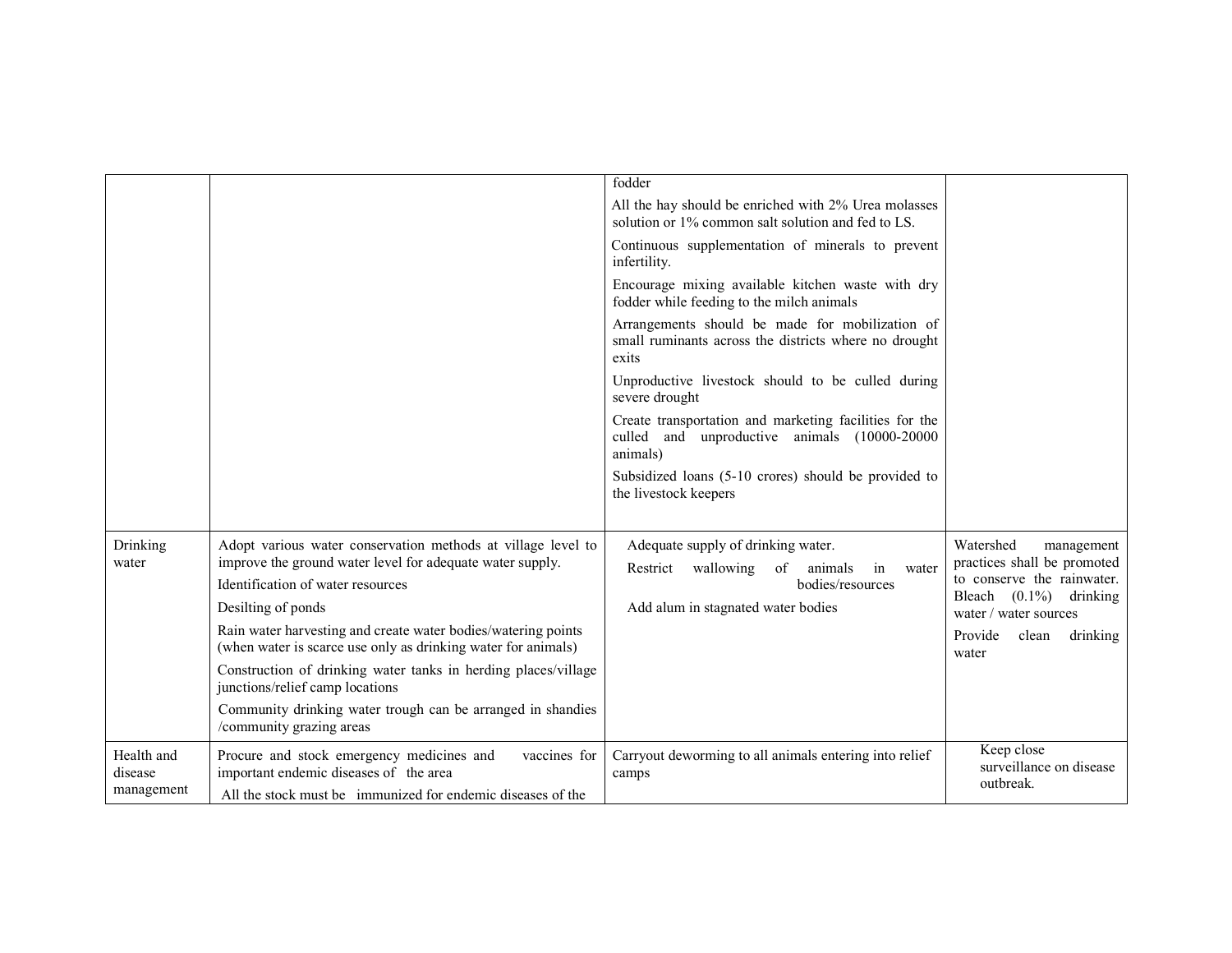| | | | |
|---|---|---|---|
| | | fodder<br>All the hay should be enriched with 2% Urea molasses solution or 1% common salt solution and fed to LS.<br>Continuous supplementation of minerals to prevent infertility.<br>Encourage mixing available kitchen waste with dry fodder while feeding to the milch animals<br>Arrangements should be made for mobilization of small ruminants across the districts where no drought exits<br>Unproductive livestock should to be culled during severe drought<br>Create transportation and marketing facilities for the culled and unproductive animals (10000-20000 animals)<br>Subsidized loans (5-10 crores) should be provided to the livestock keepers | |
| Drinking water | Adopt various water conservation methods at village level to improve the ground water level for adequate water supply.<br>Identification of water resources<br>Desilting of ponds<br>Rain water harvesting and create water bodies/watering points (when water is scarce use only as drinking water for animals)<br>Construction of drinking water tanks in herding places/village junctions/relief camp locations<br>Community drinking water trough can be arranged in shandies /community grazing areas | Adequate supply of drinking water.<br>Restrict wallowing of animals in water bodies/resources<br>Add alum in stagnated water bodies | Watershed management practices shall be promoted to conserve the rainwater. Bleach (0.1%) drinking water / water sources<br>Provide clean drinking water |
| Health and disease management | Procure and stock emergency medicines and vaccines for important endemic diseases of the area<br>All the stock must be immunized for endemic diseases of the | Carryout deworming to all animals entering into relief camps | Keep close surveillance on disease outbreak. |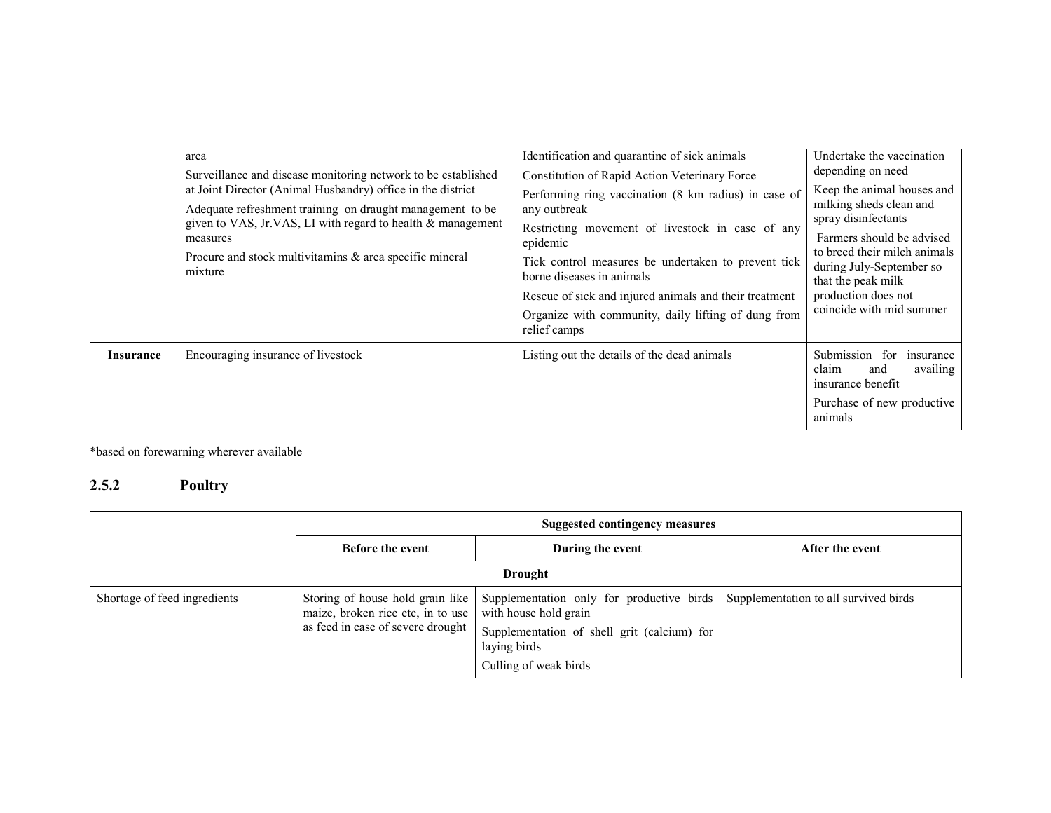| | | | |
|---|---|---|---|
| | area<br>Surveillance and disease monitoring network to be established at Joint Director (Animal Husbandry) office in the district<br>Adequate refreshment training on draught management to be given to VAS, Jr.VAS, LI with regard to health & management measures<br>Procure and stock multivitamins & area specific mineral mixture | Identification and quarantine of sick animals<br>Constitution of Rapid Action Veterinary Force<br>Performing ring vaccination (8 km radius) in case of any outbreak<br>Restricting movement of livestock in case of any epidemic<br>Tick control measures be undertaken to prevent tick borne diseases in animals<br>Rescue of sick and injured animals and their treatment<br>Organize with community, daily lifting of dung from relief camps | Undertake the vaccination depending on need<br>Keep the animal houses and milking sheds clean and spray disinfectants<br>Farmers should be advised to breed their milch animals during July-September so that the peak milk production does not coincide with mid summer |
| **Insurance** | Encouraging insurance of livestock | Listing out the details of the dead animals | Submission for insurance claim and availing insurance benefit<br>Purchase of new productive animals |

*based on forewarning wherever available

### 2.5.2 Poultry

| | Suggested contingency measures | | |
|---|---|---|---|
| | **Before the event** | **During the event** | **After the event** |
| | **Drought** | | |
| Shortage of feed ingredients | Storing of house hold grain like maize, broken rice etc, in to use as feed in case of severe drought | Supplementation only for productive birds with house hold grain<br>Supplementation of shell grit (calcium) for laying birds<br>Culling of weak birds | Supplementation to all survived birds |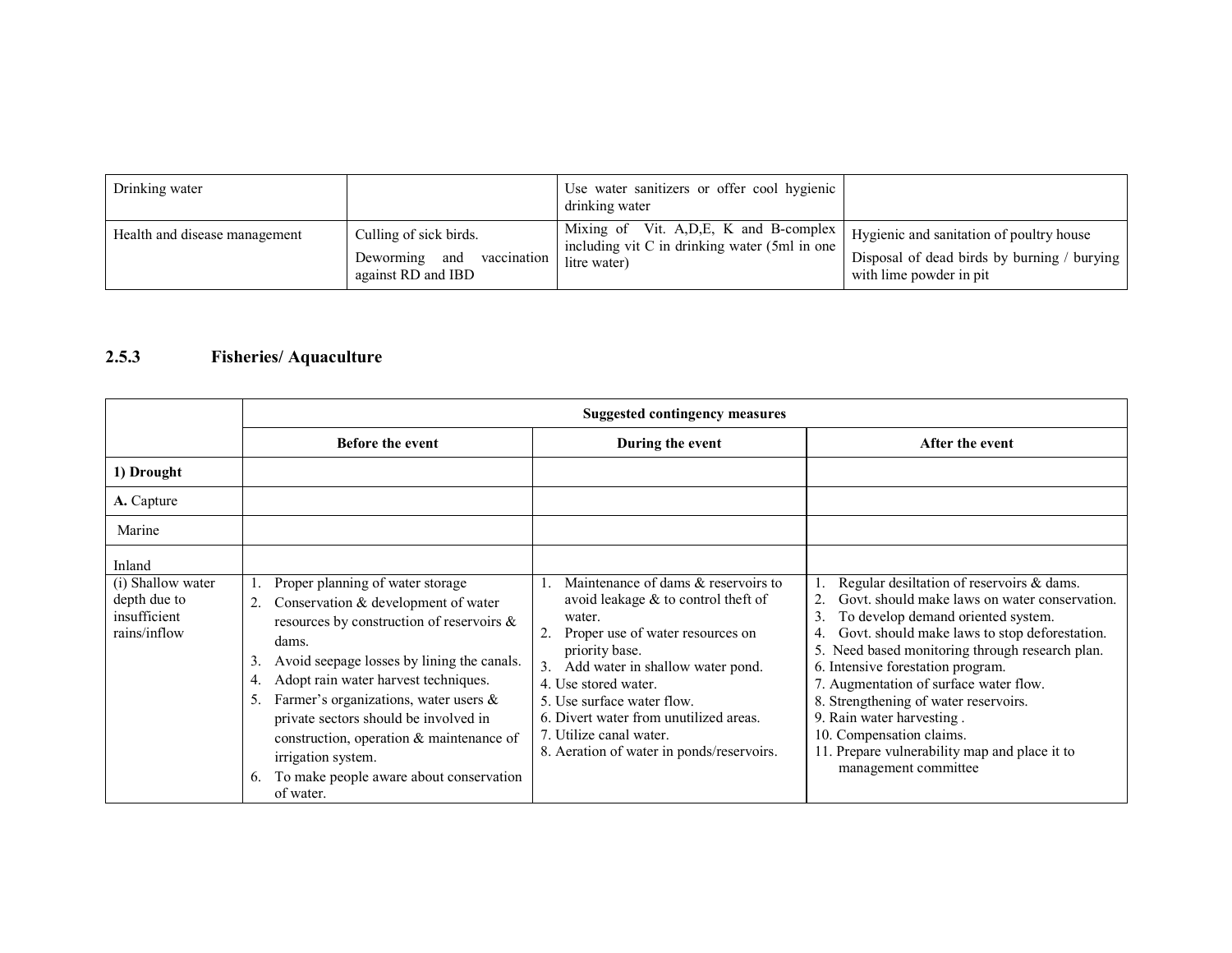| Drinking water | | Use water sanitizers or offer cool hygienic drinking water | |
|---|---|---|---|
| Health and disease management | Culling of sick birds.<br>Deworming and vaccination against RD and IBD | Mixing of Vit. A,D,E, K and B-complex including vit C in drinking water (5ml in one litre water) | Hygienic and sanitation of poultry house<br>Disposal of dead birds by burning / burying with lime powder in pit |

### 2.5.3 Fisheries/ Aquaculture

| | Suggested contingency measures | | |
|---|---|---|---|
| | **Before the event** | **During the event** | **After the event** |
| **1) Drought** | | | |
| **A.** Capture | | | |
| Marine | | | |
| Inland | | | |
| (i) Shallow water depth due to insufficient rains/inflow | 1. Proper planning of water storage<br>2. Conservation & development of water resources by construction of reservoirs & dams.<br>3. Avoid seepage losses by lining the canals.<br>4. Adopt rain water harvest techniques.<br>5. Farmer's organizations, water users & private sectors should be involved in construction, operation & maintenance of irrigation system.<br>6. To make people aware about conservation of water. | 1. Maintenance of dams & reservoirs to avoid leakage & to control theft of water.<br>2. Proper use of water resources on priority base.<br>3. Add water in shallow water pond.<br>4. Use stored water.<br>5. Use surface water flow.<br>6. Divert water from unutilized areas.<br>7. Utilize canal water.<br>8. Aeration of water in ponds/reservoirs. | 1. Regular desiltation of reservoirs & dams.<br>2. Govt. should make laws on water conservation.<br>3. To develop demand oriented system.<br>4. Govt. should make laws to stop deforestation.<br>5. Need based monitoring through research plan.<br>6. Intensive forestation program.<br>7. Augmentation of surface water flow.<br>8. Strengthening of water reservoirs.<br>9. Rain water harvesting .<br>10. Compensation claims.<br>11. Prepare vulnerability map and place it to management committee |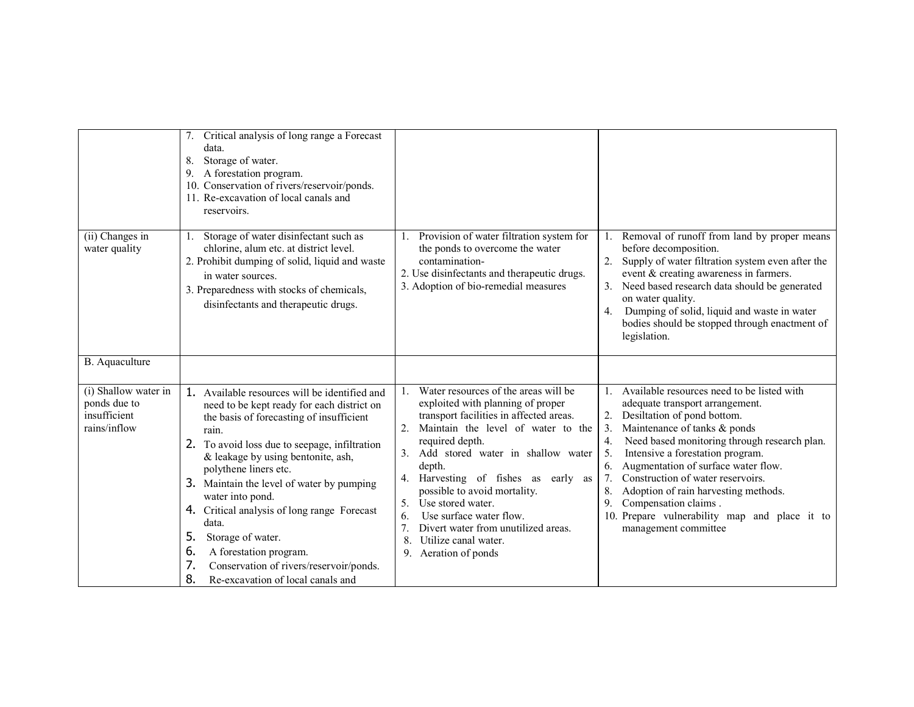| | | | |
|---|---|---|---|
| | 7. Critical analysis of long range a Forecast data.<br>8. Storage of water.<br>9. A forestation program.<br>10. Conservation of rivers/reservoir/ponds.<br>11. Re-excavation of local canals and reservoirs. | | |
| (ii) Changes in water quality | 1. Storage of water disinfectant such as chlorine, alum etc. at district level.<br>2. Prohibit dumping of solid, liquid and waste in water sources.<br>3. Preparedness with stocks of chemicals, disinfectants and therapeutic drugs. | 1. Provision of water filtration system for the ponds to overcome the water contamination-<br>2. Use disinfectants and therapeutic drugs.<br>3. Adoption of bio-remedial measures | 1. Removal of runoff from land by proper means before decomposition.<br>2. Supply of water filtration system even after the event & creating awareness in farmers.<br>3. Need based research data should be generated on water quality.<br>4. Dumping of solid, liquid and waste in water bodies should be stopped through enactment of legislation. |
| B. Aquaculture | | | |
| (i) Shallow water in ponds due to insufficient rains/inflow | 1. Available resources will be identified and need to be kept ready for each district on the basis of forecasting of insufficient rain.<br>2. To avoid loss due to seepage, infiltration & leakage by using bentonite, ash, polythene liners etc.<br>3. Maintain the level of water by pumping water into pond.<br>4. Critical analysis of long range Forecast data.<br>5. Storage of water.<br>6. A forestation program.<br>7. Conservation of rivers/reservoir/ponds.<br>8. Re-excavation of local canals and | 1. Water resources of the areas will be exploited with planning of proper transport facilities in affected areas.<br>2. Maintain the level of water to the required depth.<br>3. Add stored water in shallow water depth.<br>4. Harvesting of fishes as early as possible to avoid mortality.<br>5. Use stored water.<br>6. Use surface water flow.<br>7. Divert water from unutilized areas.<br>8. Utilize canal water.<br>9. Aeration of ponds | 1. Available resources need to be listed with adequate transport arrangement.<br>2. Desiltation of pond bottom.<br>3. Maintenance of tanks & ponds<br>4. Need based monitoring through research plan.<br>5. Intensive a forestation program.<br>6. Augmentation of surface water flow.<br>7. Construction of water reservoirs.<br>8. Adoption of rain harvesting methods.<br>9. Compensation claims .<br>10. Prepare vulnerability map and place it to management committee |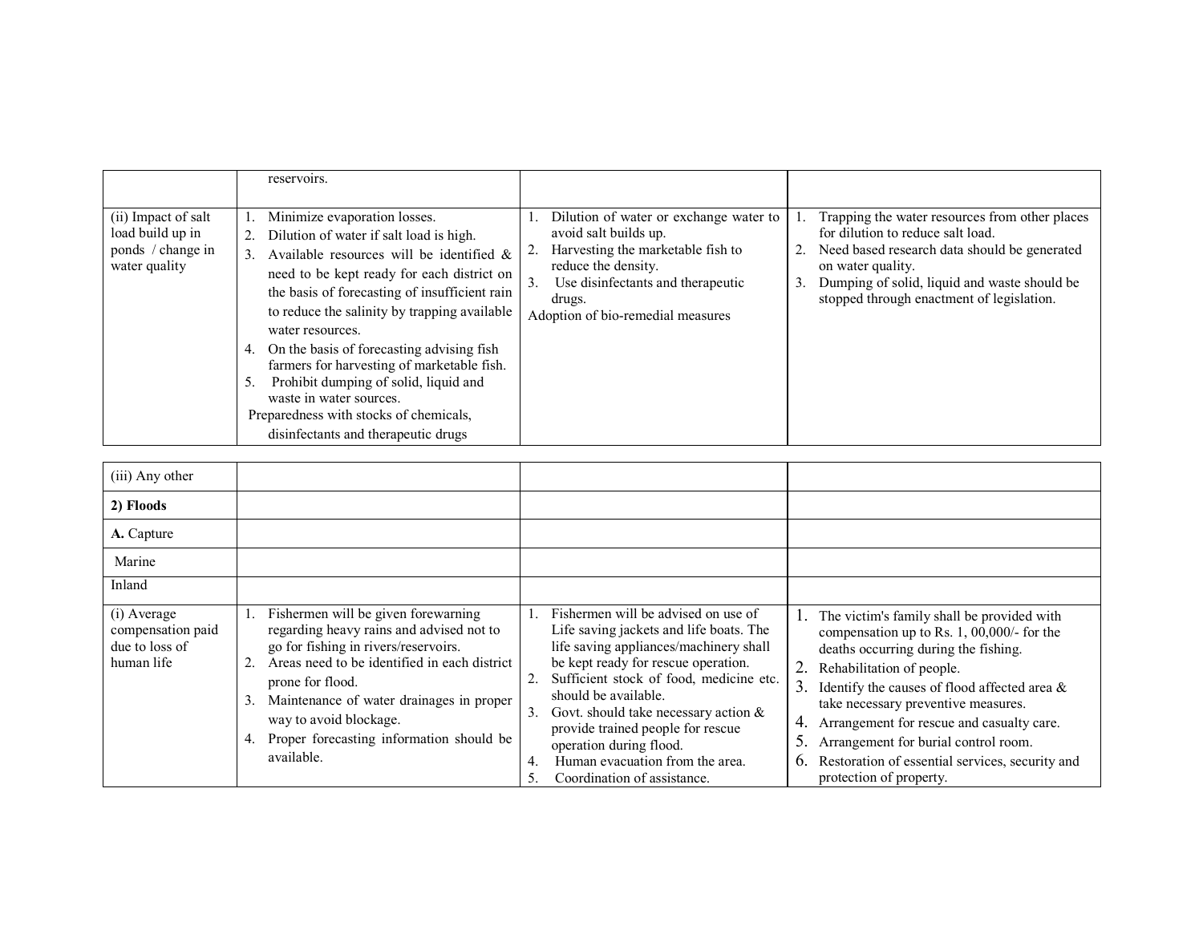| | | | |
|---|---|---|---|
| | reservoirs. | | |
| (ii) Impact of salt load build up in ponds / change in water quality | 1. Minimize evaporation losses.<br>2. Dilution of water if salt load is high.<br>3. Available resources will be identified & need to be kept ready for each district on the basis of forecasting of insufficient rain to reduce the salinity by trapping available water resources.<br>4. On the basis of forecasting advising fish farmers for harvesting of marketable fish.<br>5. Prohibit dumping of solid, liquid and waste in water sources.<br>Preparedness with stocks of chemicals, disinfectants and therapeutic drugs | 1. Dilution of water or exchange water to avoid salt builds up.<br>2. Harvesting the marketable fish to reduce the density.<br>3. Use disinfectants and therapeutic drugs.<br>Adoption of bio-remedial measures | 1. Trapping the water resources from other places for dilution to reduce salt load.<br>2. Need based research data should be generated on water quality.<br>3. Dumping of solid, liquid and waste should be stopped through enactment of legislation. |
| (iii) Any other | | | |
| **2) Floods** | | | |
| **A.** Capture | | | |
| Marine | | | |
| Inland | | | |
| (i) Average compensation paid due to loss of human life | 1. Fishermen will be given forewarning regarding heavy rains and advised not to go for fishing in rivers/reservoirs.<br>2. Areas need to be identified in each district prone for flood.<br>3. Maintenance of water drainages in proper way to avoid blockage.<br>4. Proper forecasting information should be available. | 1. Fishermen will be advised on use of Life saving jackets and life boats. The life saving appliances/machinery shall be kept ready for rescue operation.<br>2. Sufficient stock of food, medicine etc. should be available.<br>3. Govt. should take necessary action & provide trained people for rescue operation during flood.<br>4. Human evacuation from the area.<br>5. Coordination of assistance. | 1. The victim's family shall be provided with compensation up to Rs. 1, 00,000/- for the deaths occurring during the fishing.<br>2. Rehabilitation of people.<br>3. Identify the causes of flood affected area & take necessary preventive measures.<br>4. Arrangement for rescue and casualty care.<br>5. Arrangement for burial control room.<br>6. Restoration of essential services, security and protection of property. |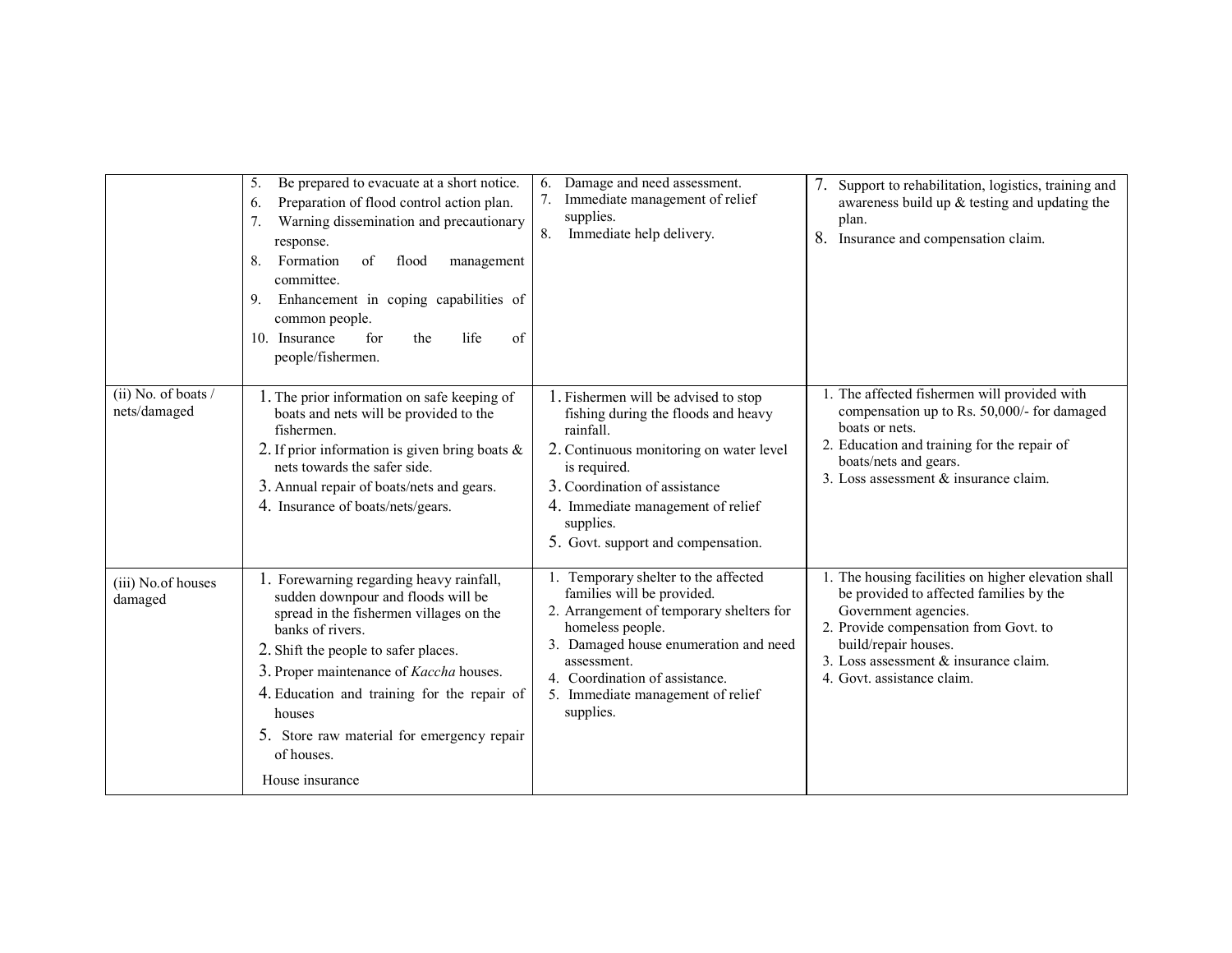| | | | |
|---|---|---|---|
| | 5. Be prepared to evacuate at a short notice.<br>6. Preparation of flood control action plan.<br>7. Warning dissemination and precautionary response.<br>8. Formation of flood management committee.<br>9. Enhancement in coping capabilities of common people.<br>10. Insurance for the life of people/fishermen. | 6. Damage and need assessment.<br>7. Immediate management of relief supplies.<br>8. Immediate help delivery. | 7. Support to rehabilitation, logistics, training and awareness build up & testing and updating the plan.<br>8. Insurance and compensation claim. |
| (ii) No. of boats / nets/damaged | 1. The prior information on safe keeping of boats and nets will be provided to the fishermen.<br>2. If prior information is given bring boats & nets towards the safer side.<br>3. Annual repair of boats/nets and gears.<br>4. Insurance of boats/nets/gears. | 1. Fishermen will be advised to stop fishing during the floods and heavy rainfall.<br>2. Continuous monitoring on water level is required.<br>3. Coordination of assistance<br>4. Immediate management of relief supplies.<br>5. Govt. support and compensation. | 1. The affected fishermen will provided with compensation up to Rs. 50,000/- for damaged boats or nets.<br>2. Education and training for the repair of boats/nets and gears.<br>3. Loss assessment & insurance claim. |
| (iii) No.of houses damaged | 1. Forewarning regarding heavy rainfall, sudden downpour and floods will be spread in the fishermen villages on the banks of rivers.<br>2. Shift the people to safer places.<br>3. Proper maintenance of *Kaccha* houses.<br>4. Education and training for the repair of houses<br>5. Store raw material for emergency repair of houses.<br>House insurance | 1. Temporary shelter to the affected families will be provided.<br>2. Arrangement of temporary shelters for homeless people.<br>3. Damaged house enumeration and need assessment.<br>4. Coordination of assistance.<br>5. Immediate management of relief supplies. | 1. The housing facilities on higher elevation shall be provided to affected families by the Government agencies.<br>2. Provide compensation from Govt. to build/repair houses.<br>3. Loss assessment & insurance claim.<br>4. Govt. assistance claim. |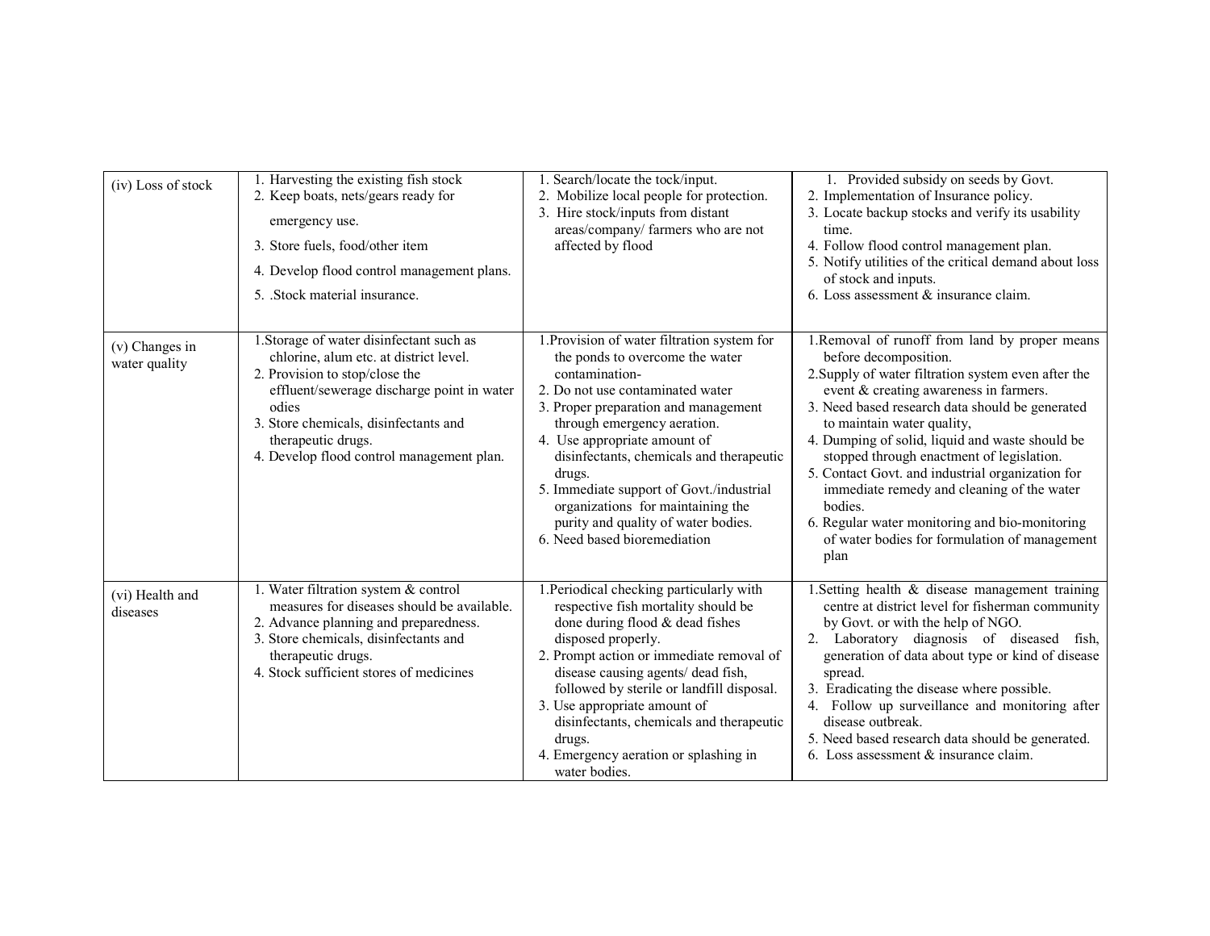| (iv) Loss of stock | 1. Harvesting the existing fish stock<br>2. Keep boats, nets/gears ready for emergency use.<br>3. Store fuels, food/other item<br>4. Develop flood control management plans.<br>5. .Stock material insurance. | 1. Search/locate the tock/input.<br>2. Mobilize local people for protection.<br>3. Hire stock/inputs from distant areas/company/ farmers who are not affected by flood | 1. Provided subsidy on seeds by Govt.<br>2. Implementation of Insurance policy.<br>3. Locate backup stocks and verify its usability time.<br>4. Follow flood control management plan.<br>5. Notify utilities of the critical demand about loss of stock and inputs.<br>6. Loss assessment & insurance claim. |
|---|---|---|---|
| (v) Changes in water quality | 1.Storage of water disinfectant such as chlorine, alum etc. at district level.<br>2. Provision to stop/close the effluent/sewerage discharge point in water odies<br>3. Store chemicals, disinfectants and therapeutic drugs.<br>4. Develop flood control management plan. | 1.Provision of water filtration system for the ponds to overcome the water contamination-<br>2. Do not use contaminated water<br>3. Proper preparation and management through emergency aeration.<br>4. Use appropriate amount of disinfectants, chemicals and therapeutic drugs.<br>5. Immediate support of Govt./industrial organizations for maintaining the purity and quality of water bodies.<br>6. Need based bioremediation | 1.Removal of runoff from land by proper means before decomposition.<br>2.Supply of water filtration system even after the event & creating awareness in farmers.<br>3. Need based research data should be generated to maintain water quality,<br>4. Dumping of solid, liquid and waste should be stopped through enactment of legislation.<br>5. Contact Govt. and industrial organization for immediate remedy and cleaning of the water bodies.<br>6. Regular water monitoring and bio-monitoring of water bodies for formulation of management plan |
| (vi) Health and diseases | 1. Water filtration system & control measures for diseases should be available.<br>2. Advance planning and preparedness.<br>3. Store chemicals, disinfectants and therapeutic drugs.<br>4. Stock sufficient stores of medicines | 1.Periodical checking particularly with respective fish mortality should be done during flood & dead fishes disposed properly.<br>2. Prompt action or immediate removal of disease causing agents/ dead fish, followed by sterile or landfill disposal.<br>3. Use appropriate amount of disinfectants, chemicals and therapeutic drugs.<br>4. Emergency aeration or splashing in water bodies. | 1.Setting health & disease management training centre at district level for fisherman community by Govt. or with the help of NGO.<br>2. Laboratory diagnosis of diseased fish, generation of data about type or kind of disease spread.<br>3. Eradicating the disease where possible.<br>4. Follow up surveillance and monitoring after disease outbreak.<br>5. Need based research data should be generated.<br>6. Loss assessment & insurance claim. |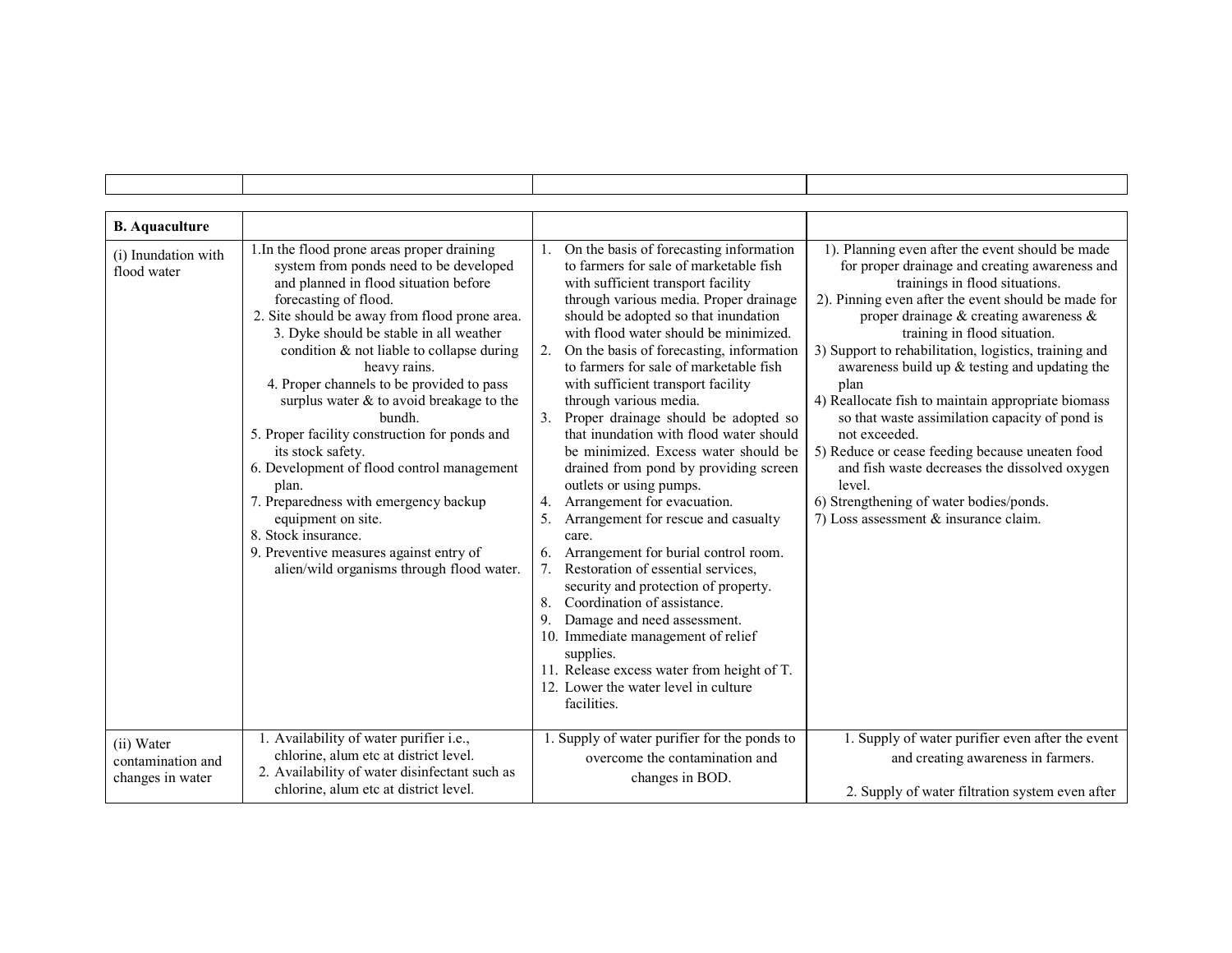|  |  |  |  |
|---|---|---|---|
| **B. Aquaculture** |  |  |  |
| (i) Inundation with flood water | 1.In the flood prone areas proper draining system from ponds need to be developed and planned in flood situation before forecasting of flood.<br>2. Site should be away from flood prone area.<br>3. Dyke should be stable in all weather condition & not liable to collapse during heavy rains.<br>4. Proper channels to be provided to pass surplus water & to avoid breakage to the bundh.<br>5. Proper facility construction for ponds and its stock safety.<br>6. Development of flood control management plan.<br>7. Preparedness with emergency backup equipment on site.<br>8. Stock insurance.<br>9. Preventive measures against entry of alien/wild organisms through flood water. | 1. On the basis of forecasting information to farmers for sale of marketable fish with sufficient transport facility through various media. Proper drainage should be adopted so that inundation with flood water should be minimized.<br>2. On the basis of forecasting, information to farmers for sale of marketable fish with sufficient transport facility through various media.<br>3. Proper drainage should be adopted so that inundation with flood water should be minimized. Excess water should be drained from pond by providing screen outlets or using pumps.<br>4. Arrangement for evacuation.<br>5. Arrangement for rescue and casualty care.<br>6. Arrangement for burial control room.<br>7. Restoration of essential services, security and protection of property.<br>8. Coordination of assistance.<br>9. Damage and need assessment.<br>10. Immediate management of relief supplies.<br>11. Release excess water from height of T.<br>12. Lower the water level in culture facilities. | 1). Planning even after the event should be made for proper drainage and creating awareness and trainings in flood situations.<br>2). Pinning even after the event should be made for proper drainage & creating awareness & training in flood situation.<br>3) Support to rehabilitation, logistics, training and awareness build up & testing and updating the plan<br>4) Reallocate fish to maintain appropriate biomass so that waste assimilation capacity of pond is not exceeded.<br>5) Reduce or cease feeding because uneaten food and fish waste decreases the dissolved oxygen level.<br>6) Strengthening of water bodies/ponds.<br>7) Loss assessment & insurance claim. |
| (ii) Water contamination and changes in water | 1. Availability of water purifier i.e., chlorine, alum etc at district level.<br>2. Availability of water disinfectant such as chlorine, alum etc at district level. | 1. Supply of water purifier for the ponds to overcome the contamination and changes in BOD. | 1. Supply of water purifier even after the event and creating awareness in farmers.<br>2. Supply of water filtration system even after |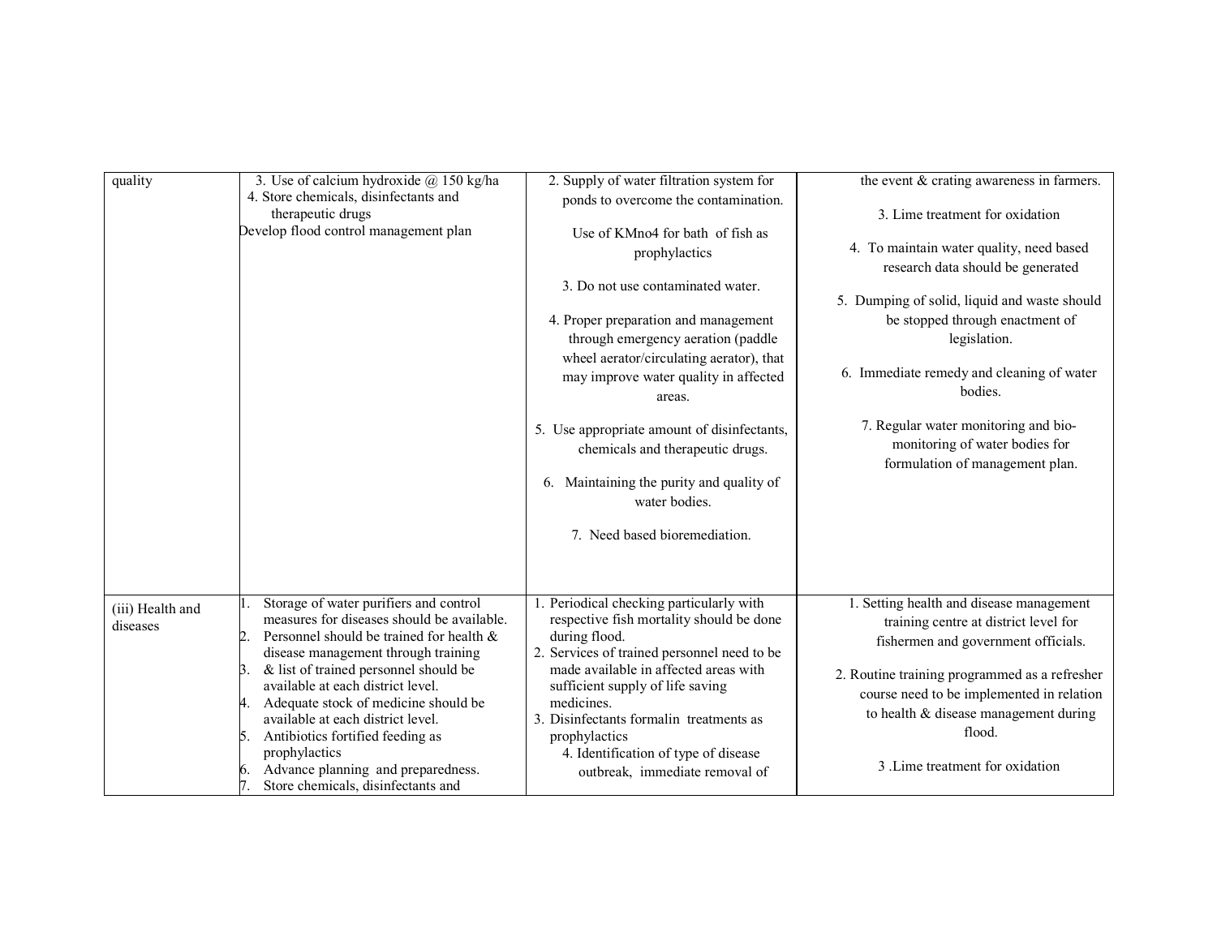| | | | |
|---|---|---|---|
| quality | 3. Use of calcium hydroxide @ 150 kg/ha<br>4. Store chemicals, disinfectants and therapeutic drugs<br>Develop flood control management plan | 2. Supply of water filtration system for ponds to overcome the contamination.<br>Use of KMno4 for bath of fish as prophylactics<br>3. Do not use contaminated water.<br>4. Proper preparation and management through emergency aeration (paddle wheel aerator/circulating aerator), that may improve water quality in affected areas.<br>5. Use appropriate amount of disinfectants, chemicals and therapeutic drugs.<br>6. Maintaining the purity and quality of water bodies.<br>7. Need based bioremediation. | the event & crating awareness in farmers.<br>3. Lime treatment for oxidation<br>4. To maintain water quality, need based research data should be generated<br>5. Dumping of solid, liquid and waste should be stopped through enactment of legislation.<br>6. Immediate remedy and cleaning of water bodies.<br>7. Regular water monitoring and bio-monitoring of water bodies for formulation of management plan. |
| (iii) Health and diseases | 1. Storage of water purifiers and control measures for diseases should be available.<br>2. Personnel should be trained for health & disease management through training<br>3. & list of trained personnel should be available at each district level.<br>4. Adequate stock of medicine should be available at each district level.<br>5. Antibiotics fortified feeding as prophylactics<br>6. Advance planning and preparedness.<br>7. Store chemicals, disinfectants and | 1. Periodical checking particularly with respective fish mortality should be done during flood.<br>2. Services of trained personnel need to be made available in affected areas with sufficient supply of life saving medicines.<br>3. Disinfectants formalin treatments as prophylactics<br>4. Identification of type of disease outbreak, immediate removal of | 1. Setting health and disease management training centre at district level for fishermen and government officials.<br>2. Routine training programmed as a refresher course need to be implemented in relation to health & disease management during flood.<br>3 .Lime treatment for oxidation |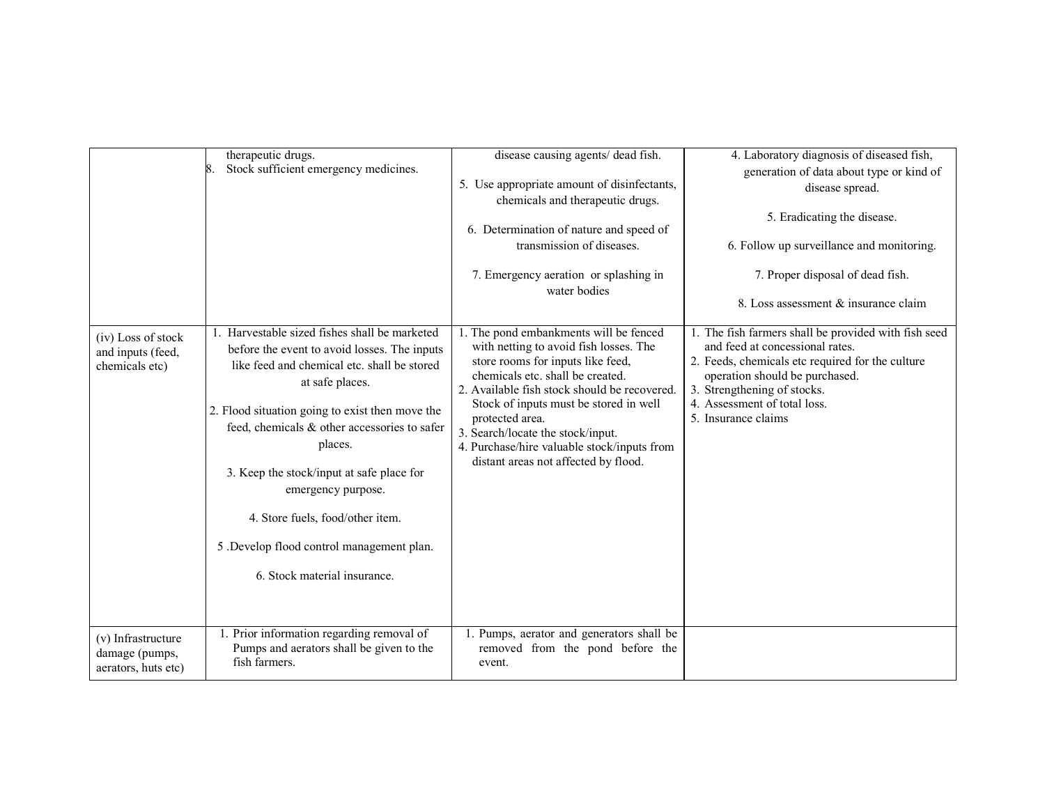| | | | |
|---|---|---|---|
| | therapeutic drugs.<br>8. Stock sufficient emergency medicines. | disease causing agents/ dead fish.<br>5. Use appropriate amount of disinfectants, chemicals and therapeutic drugs.<br>6. Determination of nature and speed of transmission of diseases.<br>7. Emergency aeration or splashing in water bodies | 4. Laboratory diagnosis of diseased fish, generation of data about type or kind of disease spread.<br>5. Eradicating the disease.<br>6. Follow up surveillance and monitoring.<br>7. Proper disposal of dead fish.<br>8. Loss assessment & insurance claim |
| (iv) Loss of stock and inputs (feed, chemicals etc) | 1. Harvestable sized fishes shall be marketed before the event to avoid losses. The inputs like feed and chemical etc. shall be stored at safe places.<br>2. Flood situation going to exist then move the feed, chemicals & other accessories to safer places.<br>3. Keep the stock/input at safe place for emergency purpose.<br>4. Store fuels, food/other item.<br>5 .Develop flood control management plan.<br>6. Stock material insurance. | 1. The pond embankments will be fenced with netting to avoid fish losses. The store rooms for inputs like feed, chemicals etc. shall be created.<br>2. Available fish stock should be recovered. Stock of inputs must be stored in well protected area.<br>3. Search/locate the stock/input.<br>4. Purchase/hire valuable stock/inputs from distant areas not affected by flood. | 1. The fish farmers shall be provided with fish seed and feed at concessional rates.<br>2. Feeds, chemicals etc required for the culture operation should be purchased.<br>3. Strengthening of stocks.<br>4. Assessment of total loss.<br>5. Insurance claims |
| (v) Infrastructure damage (pumps, aerators, huts etc) | 1. Prior information regarding removal of Pumps and aerators shall be given to the fish farmers. | 1. Pumps, aerator and generators shall be removed from the pond before the event. | |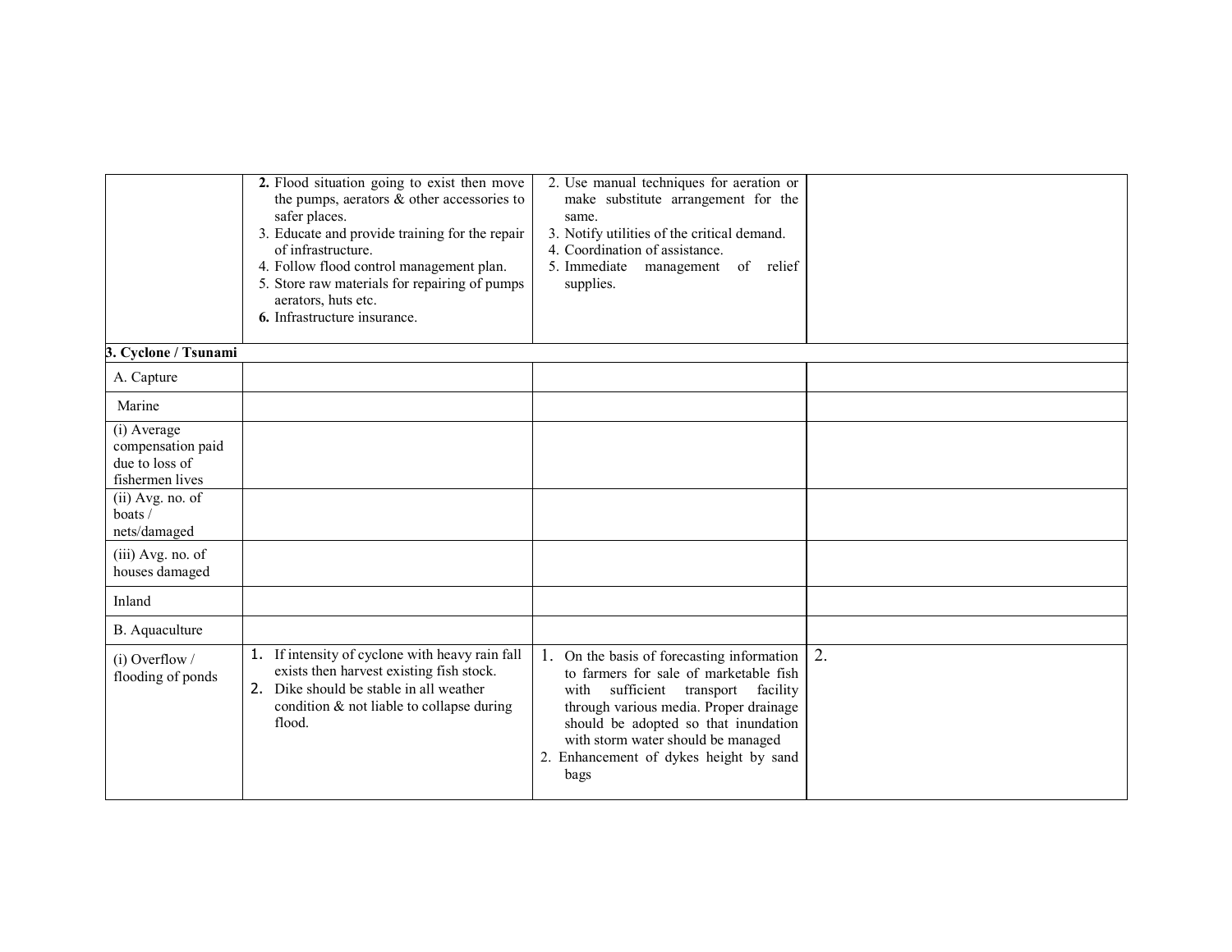| | | | |
|---|---|---|---|
| | **2.** Flood situation going to exist then move the pumps, aerators & other accessories to safer places.<br>3. Educate and provide training for the repair of infrastructure.<br>4. Follow flood control management plan.<br>5. Store raw materials for repairing of pumps aerators, huts etc.<br>**6.** Infrastructure insurance. | 2. Use manual techniques for aeration or make substitute arrangement for the same.<br>3. Notify utilities of the critical demand.<br>4. Coordination of assistance.<br>5. Immediate management of relief supplies. | |
| **3. Cyclone / Tsunami** | | | |
| A. Capture | | | |
| Marine | | | |
| (i) Average compensation paid due to loss of fishermen lives | | | |
| (ii) Avg. no. of boats / nets/damaged | | | |
| (iii) Avg. no. of houses damaged | | | |
| Inland | | | |
| B. Aquaculture | | | |
| (i) Overflow / flooding of ponds | 1. If intensity of cyclone with heavy rain fall exists then harvest existing fish stock.<br>2. Dike should be stable in all weather condition & not liable to collapse during flood. | 1. On the basis of forecasting information to farmers for sale of marketable fish with sufficient transport facility through various media. Proper drainage should be adopted so that inundation with storm water should be managed<br>2. Enhancement of dykes height by sand bags | 2. |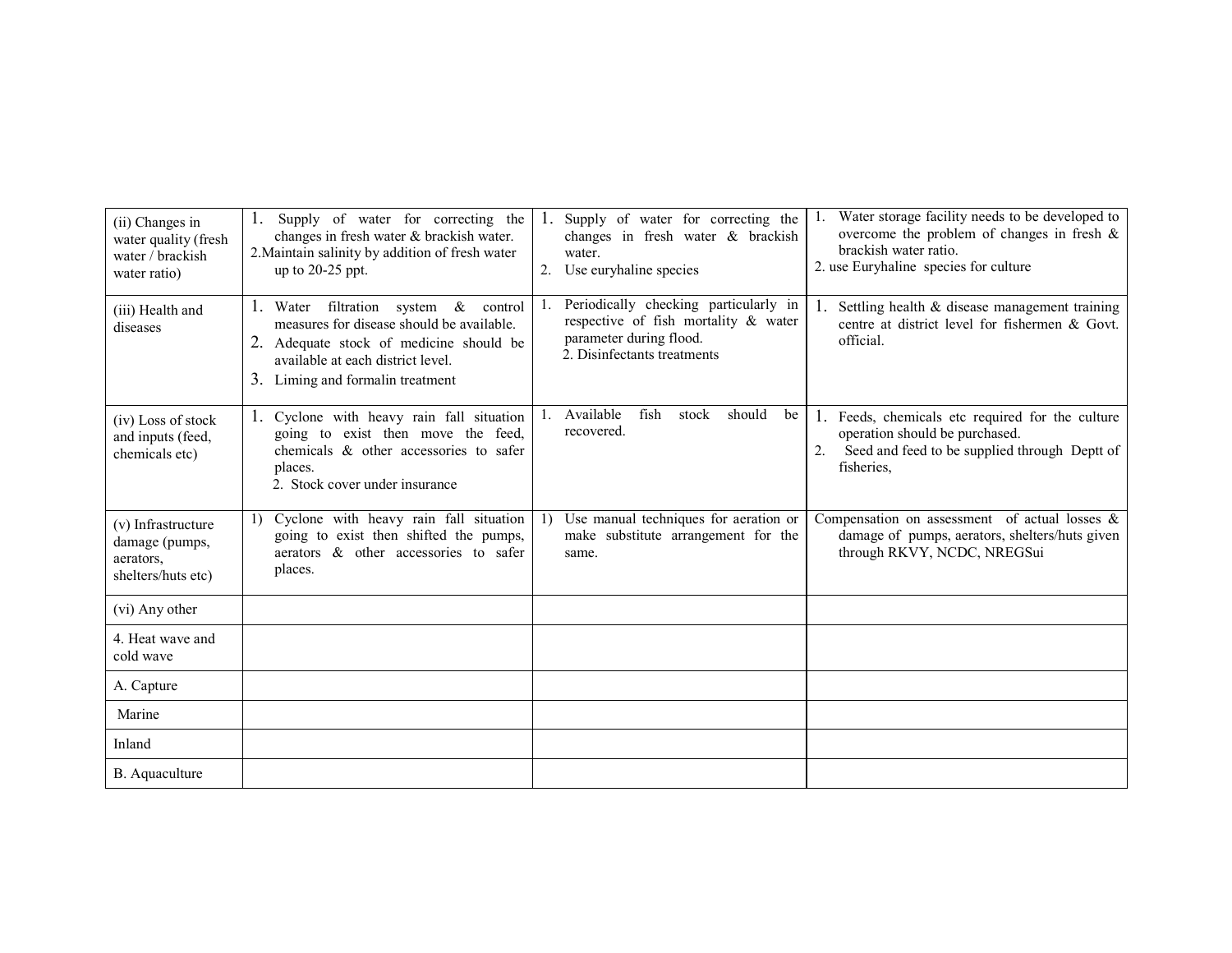| (ii) Changes in water quality (fresh water / brackish water ratio) | 1. Supply of water for correcting the changes in fresh water & brackish water.<br>2. Maintain salinity by addition of fresh water up to 20-25 ppt. | 1. Supply of water for correcting the changes in fresh water & brackish water.<br>2. Use euryhaline species | 1. Water storage facility needs to be developed to overcome the problem of changes in fresh & brackish water ratio.<br>2. use Euryhaline species for culture |
|---|---|---|---|
| (iii) Health and diseases | 1. Water filtration system & control measures for disease should be available.<br>2. Adequate stock of medicine should be available at each district level.<br>3. Liming and formalin treatment | 1. Periodically checking particularly in respective of fish mortality & water parameter during flood.<br>2. Disinfectants treatments | 1. Settling health & disease management training centre at district level for fishermen & Govt. official. |
| (iv) Loss of stock and inputs (feed, chemicals etc) | 1. Cyclone with heavy rain fall situation going to exist then move the feed, chemicals & other accessories to safer places.<br>2. Stock cover under insurance | 1. Available fish stock should be recovered. | 1. Feeds, chemicals etc required for the culture operation should be purchased.<br>2. Seed and feed to be supplied through Deptt of fisheries, |
| (v) Infrastructure damage (pumps, aerators, shelters/huts etc) | 1) Cyclone with heavy rain fall situation going to exist then shifted the pumps, aerators & other accessories to safer places. | 1) Use manual techniques for aeration or make substitute arrangement for the same. | Compensation on assessment of actual losses & damage of pumps, aerators, shelters/huts given through RKVY, NCDC, NREGSui |
| (vi) Any other | | | |
| 4. Heat wave and cold wave | | | |
| A. Capture | | | |
| Marine | | | |
| Inland | | | |
| B. Aquaculture | | | |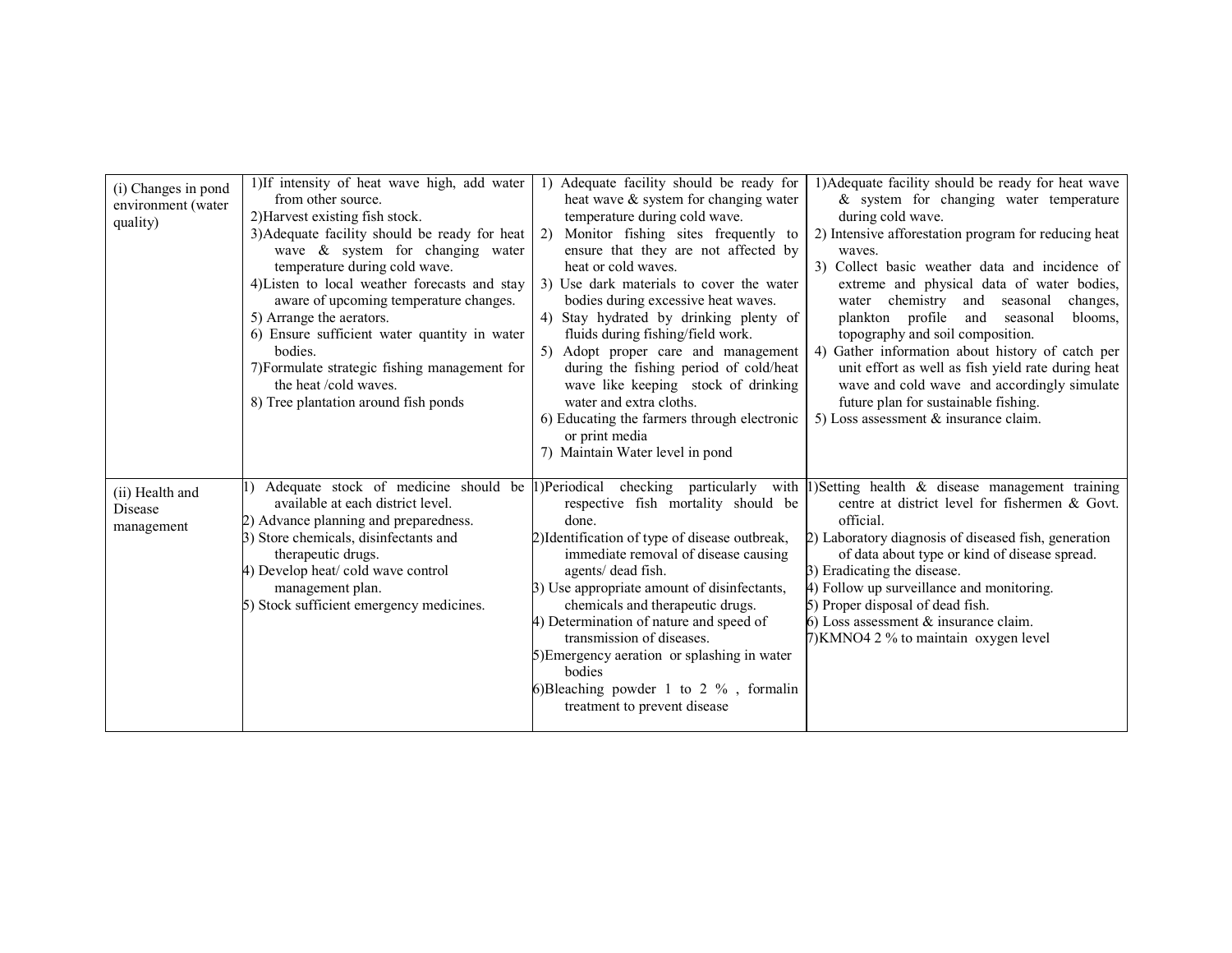| | | | |
|---|---|---|---|
| (i) Changes in pond environment (water quality) | 1)If intensity of heat wave high, add water from other source.<br>2)Harvest existing fish stock.<br>3)Adequate facility should be ready for heat wave & system for changing water temperature during cold wave.<br>4)Listen to local weather forecasts and stay aware of upcoming temperature changes.<br>5) Arrange the aerators.<br>6) Ensure sufficient water quantity in water bodies.<br>7)Formulate strategic fishing management for the heat /cold waves.<br>8) Tree plantation around fish ponds | 1) Adequate facility should be ready for heat wave & system for changing water temperature during cold wave.<br>2) Monitor fishing sites frequently to ensure that they are not affected by heat or cold waves.<br>3) Use dark materials to cover the water bodies during excessive heat waves.<br>4) Stay hydrated by drinking plenty of fluids during fishing/field work.<br>5) Adopt proper care and management during the fishing period of cold/heat wave like keeping stock of drinking water and extra cloths.<br>6) Educating the farmers through electronic or print media<br>7) Maintain Water level in pond | 1)Adequate facility should be ready for heat wave & system for changing water temperature during cold wave.<br>2) Intensive afforestation program for reducing heat waves.<br>3) Collect basic weather data and incidence of extreme and physical data of water bodies, water chemistry and seasonal changes, plankton profile and seasonal blooms, topography and soil composition.<br>4) Gather information about history of catch per unit effort as well as fish yield rate during heat wave and cold wave and accordingly simulate future plan for sustainable fishing.<br>5) Loss assessment & insurance claim. |
| (ii) Health and Disease management | 1) Adequate stock of medicine should be available at each district level.<br>2) Advance planning and preparedness.<br>3) Store chemicals, disinfectants and therapeutic drugs.<br>4) Develop heat/ cold wave control management plan.<br>5) Stock sufficient emergency medicines. | 1)Periodical checking particularly with respective fish mortality should be done.<br>2)Identification of type of disease outbreak, immediate removal of disease causing agents/ dead fish.<br>3) Use appropriate amount of disinfectants, chemicals and therapeutic drugs.<br>4) Determination of nature and speed of transmission of diseases.<br>5)Emergency aeration or splashing in water bodies<br>6)Bleaching powder 1 to 2 %, formalin treatment to prevent disease | 1)Setting health & disease management training centre at district level for fishermen & Govt. official.<br>2) Laboratory diagnosis of diseased fish, generation of data about type or kind of disease spread.<br>3) Eradicating the disease.<br>4) Follow up surveillance and monitoring.<br>5) Proper disposal of dead fish.<br>6) Loss assessment & insurance claim.<br>7)$KMNO_4$ 2 % to maintain oxygen level |